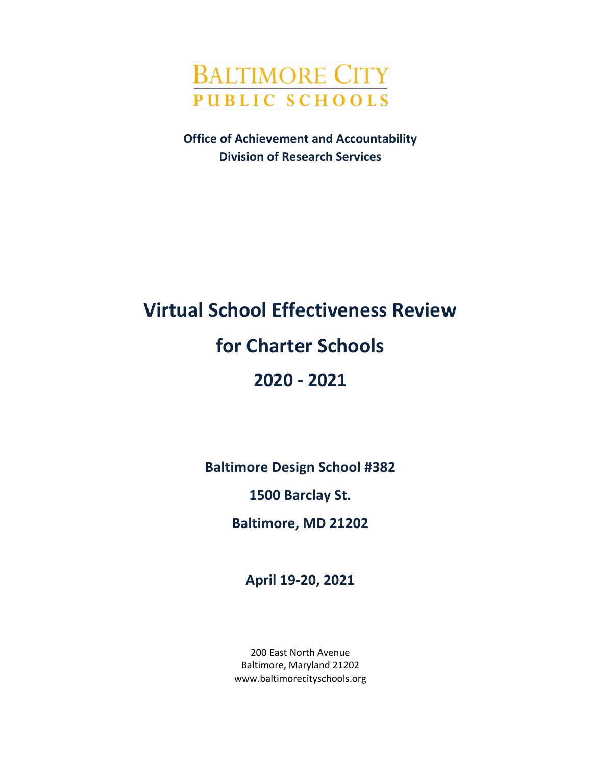BALTIMORE CITY

PUBLIC SCHOOLS

**Office of Achievement and Accountability**
**Division of Research Services**

# Virtual School Effectiveness Review

# for Charter Schools

# 2020 - 2021

**Baltimore Design School #382**

**1500 Barclay St.**

**Baltimore, MD 21202**

**April 19-20, 2021**

200 East North Avenue
Baltimore, Maryland 21202
www.baltimorecityschools.org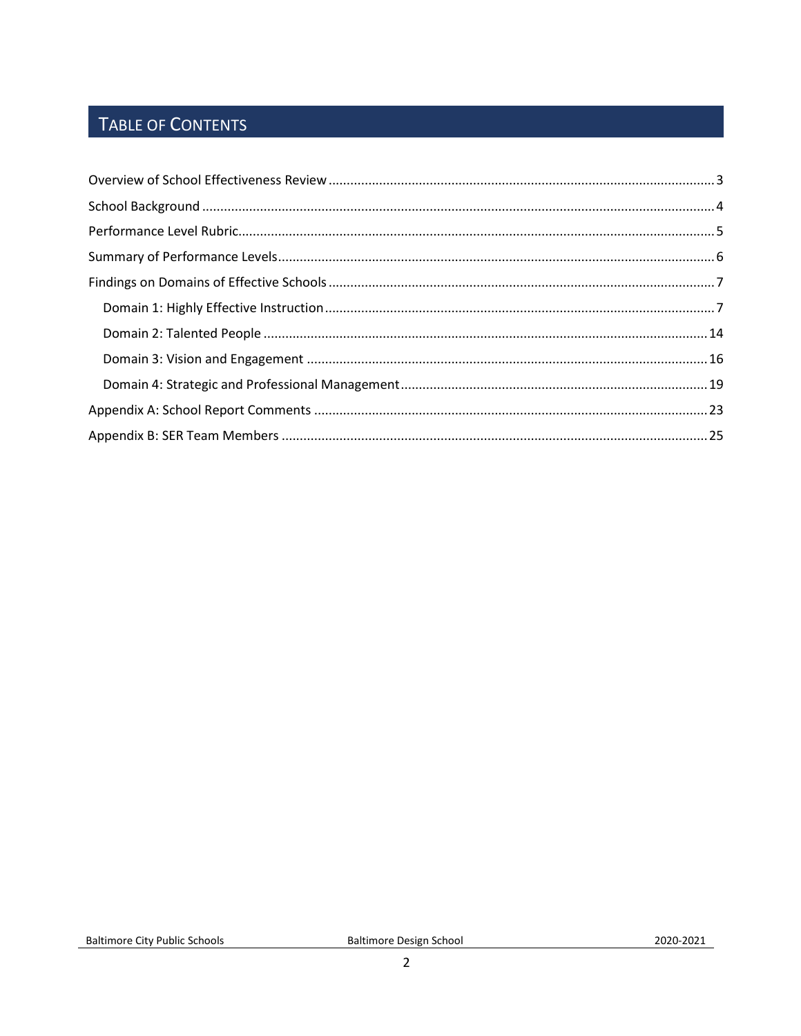# TABLE OF CONTENTS

Overview of School Effectiveness Review ..... 3

School Background ..... 4

Performance Level Rubric ..... 5

Summary of Performance Levels ..... 6

Findings on Domains of Effective Schools ..... 7

- Domain 1: Highly Effective Instruction ..... 7
- Domain 2: Talented People ..... 14
- Domain 3: Vision and Engagement ..... 16
- Domain 4: Strategic and Professional Management ..... 19

Appendix A: School Report Comments ..... 23

Appendix B: SER Team Members ..... 25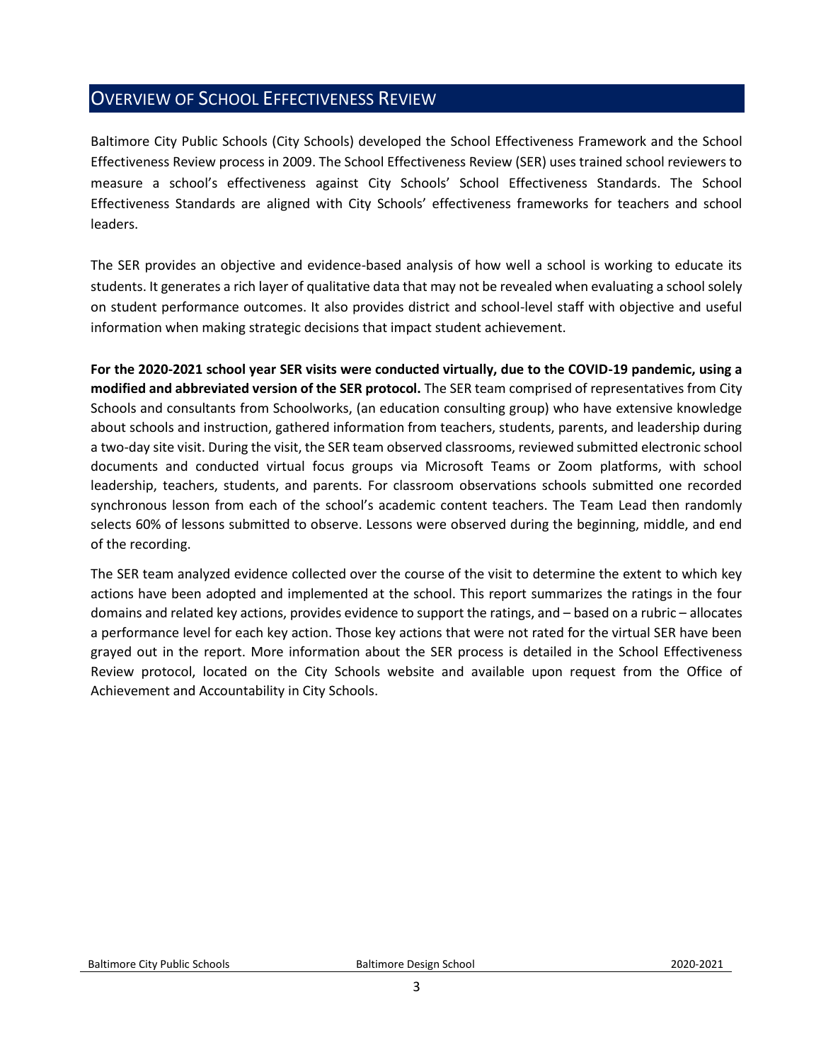## Overview of School Effectiveness Review

Baltimore City Public Schools (City Schools) developed the School Effectiveness Framework and the School Effectiveness Review process in 2009. The School Effectiveness Review (SER) uses trained school reviewers to measure a school's effectiveness against City Schools' School Effectiveness Standards. The School Effectiveness Standards are aligned with City Schools' effectiveness frameworks for teachers and school leaders.

The SER provides an objective and evidence-based analysis of how well a school is working to educate its students. It generates a rich layer of qualitative data that may not be revealed when evaluating a school solely on student performance outcomes. It also provides district and school-level staff with objective and useful information when making strategic decisions that impact student achievement.

**For the 2020-2021 school year SER visits were conducted virtually, due to the COVID-19 pandemic, using a modified and abbreviated version of the SER protocol.** The SER team comprised of representatives from City Schools and consultants from Schoolworks, (an education consulting group) who have extensive knowledge about schools and instruction, gathered information from teachers, students, parents, and leadership during a two-day site visit. During the visit, the SER team observed classrooms, reviewed submitted electronic school documents and conducted virtual focus groups via Microsoft Teams or Zoom platforms, with school leadership, teachers, students, and parents. For classroom observations schools submitted one recorded synchronous lesson from each of the school's academic content teachers. The Team Lead then randomly selects 60% of lessons submitted to observe. Lessons were observed during the beginning, middle, and end of the recording.

The SER team analyzed evidence collected over the course of the visit to determine the extent to which key actions have been adopted and implemented at the school. This report summarizes the ratings in the four domains and related key actions, provides evidence to support the ratings, and – based on a rubric – allocates a performance level for each key action. Those key actions that were not rated for the virtual SER have been grayed out in the report. More information about the SER process is detailed in the School Effectiveness Review protocol, located on the City Schools website and available upon request from the Office of Achievement and Accountability in City Schools.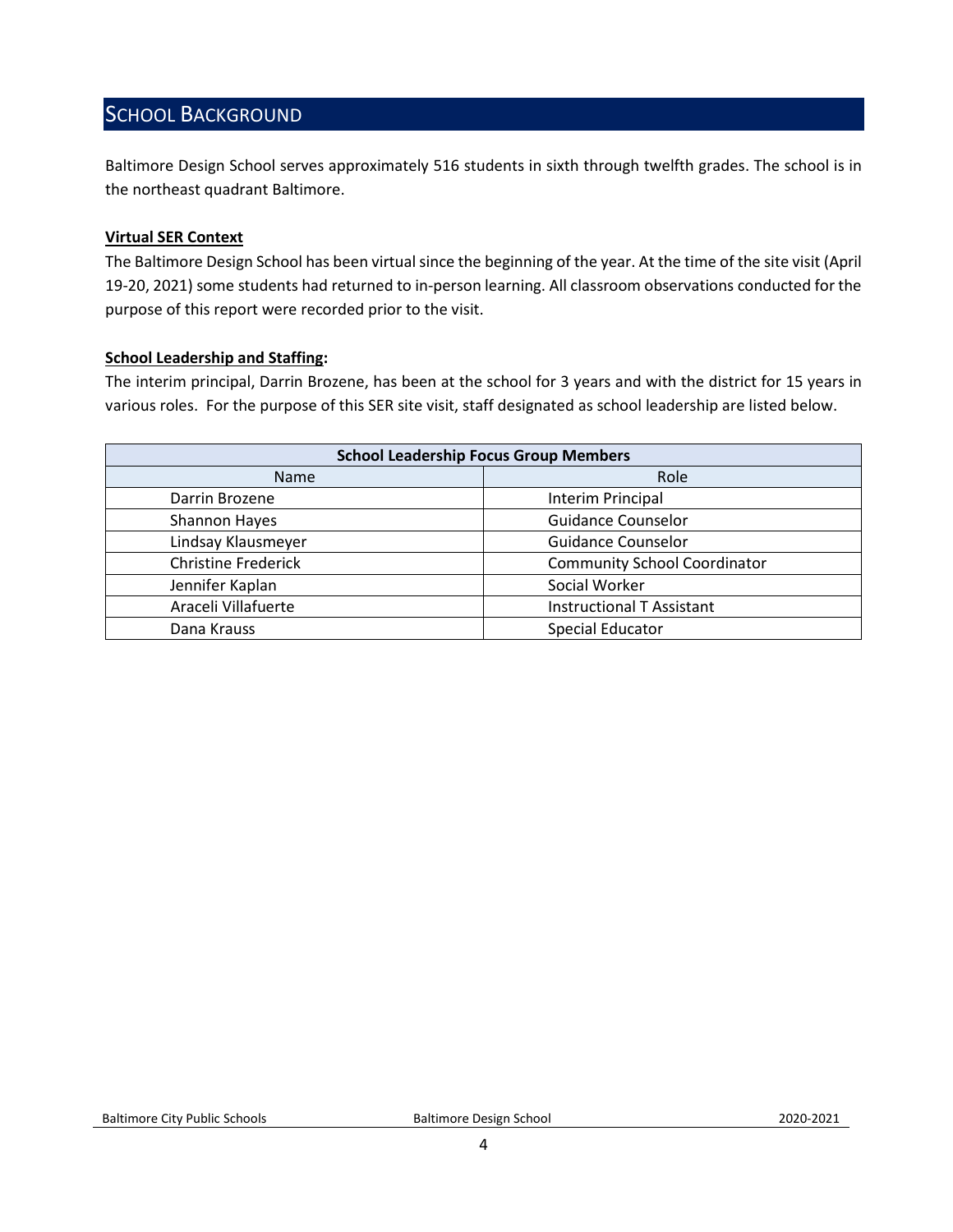## SCHOOL BACKGROUND

Baltimore Design School serves approximately 516 students in sixth through twelfth grades. The school is in the northeast quadrant Baltimore.

**Virtual SER Context**

The Baltimore Design School has been virtual since the beginning of the year. At the time of the site visit (April 19-20, 2021) some students had returned to in-person learning. All classroom observations conducted for the purpose of this report were recorded prior to the visit.

**School Leadership and Staffing:**

The interim principal, Darrin Brozene, has been at the school for 3 years and with the district for 15 years in various roles. For the purpose of this SER site visit, staff designated as school leadership are listed below.

| School Leadership Focus Group Members | |
|---|---|
| Name | Role |
| Darrin Brozene | Interim Principal |
| Shannon Hayes | Guidance Counselor |
| Lindsay Klausmeyer | Guidance Counselor |
| Christine Frederick | Community School Coordinator |
| Jennifer Kaplan | Social Worker |
| Araceli Villafuerte | Instructional T Assistant |
| Dana Krauss | Special Educator |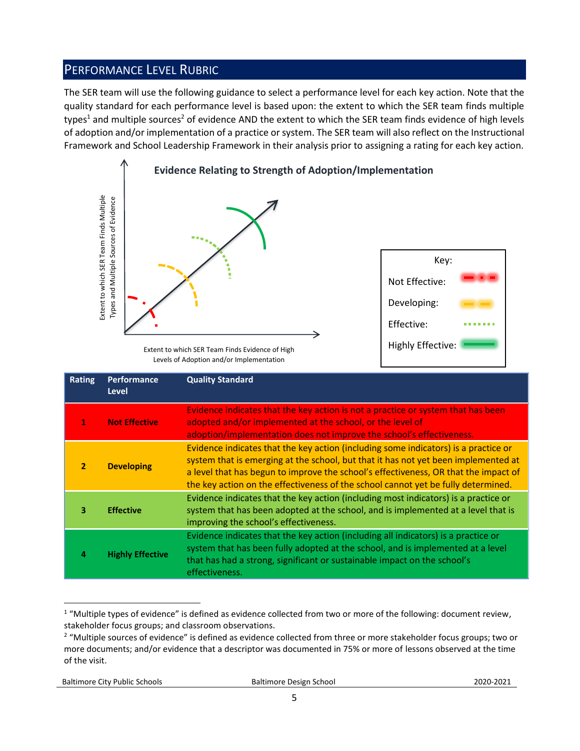## PERFORMANCE LEVEL RUBRIC

The SER team will use the following guidance to select a performance level for each key action. Note that the quality standard for each performance level is based upon: the extent to which the SER team finds multiple types[1] and multiple sources[2] of evidence AND the extent to which the SER team finds evidence of high levels of adoption and/or implementation of a practice or system. The SER team will also reflect on the Instructional Framework and School Leadership Framework in their analysis prior to assigning a rating for each key action.

**Evidence Relating to Strength of Adoption/Implementation**

Extent to which SER Team Finds Multiple Types and Multiple Sources of Evidence

Extent to which SER Team Finds Evidence of High Levels of Adoption and/or Implementation

Key:
- Not Effective
- Developing
- Effective
- Highly Effective

| Rating | Performance Level | Quality Standard |
|---|---|---|
| 1 | **Not Effective** | Evidence indicates that the key action is not a practice or system that has been adopted and/or implemented at the school, or the level of adoption/implementation does not improve the school's effectiveness. |
| 2 | **Developing** | Evidence indicates that the key action (including some indicators) is a practice or system that is emerging at the school, but that it has not yet been implemented at a level that has begun to improve the school's effectiveness, OR that the impact of the key action on the effectiveness of the school cannot yet be fully determined. |
| 3 | **Effective** | Evidence indicates that the key action (including most indicators) is a practice or system that has been adopted at the school, and is implemented at a level that is improving the school's effectiveness. |
| 4 | **Highly Effective** | Evidence indicates that the key action (including all indicators) is a practice or system that has been fully adopted at the school, and is implemented at a level that has had a strong, significant or sustainable impact on the school's effectiveness. |

[1] "Multiple types of evidence" is defined as evidence collected from two or more of the following: document review, stakeholder focus groups; and classroom observations.

[2] "Multiple sources of evidence" is defined as evidence collected from three or more stakeholder focus groups; two or more documents; and/or evidence that a descriptor was documented in 75% or more of lessons observed at the time of the visit.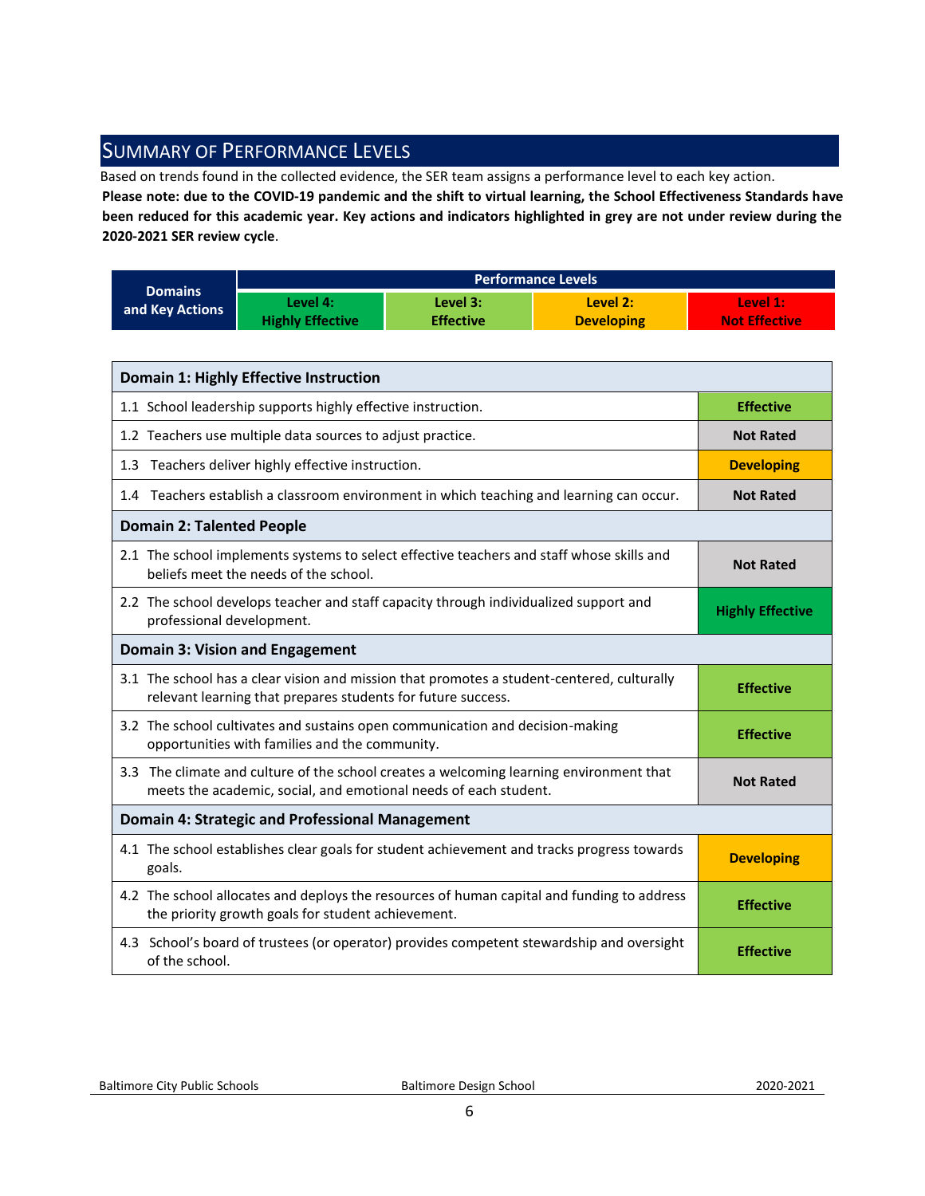## Summary of Performance Levels

Based on trends found in the collected evidence, the SER team assigns a performance level to each key action.

**Please note: due to the COVID-19 pandemic and the shift to virtual learning, the School Effectiveness Standards have been reduced for this academic year. Key actions and indicators highlighted in grey are not under review during the 2020-2021 SER review cycle**.

| Domains and Key Actions | Performance Levels | | | |
|---|---|---|---|---|
| | Level 4: Highly Effective | Level 3: Effective | Level 2: Developing | Level 1: Not Effective |

| Domain 1: Highly Effective Instruction | |
|---|---|
| 1.1 School leadership supports highly effective instruction. | Effective |
| 1.2 Teachers use multiple data sources to adjust practice. | Not Rated |
| 1.3 Teachers deliver highly effective instruction. | Developing |
| 1.4 Teachers establish a classroom environment in which teaching and learning can occur. | Not Rated |
| **Domain 2: Talented People** | |
| 2.1 The school implements systems to select effective teachers and staff whose skills and beliefs meet the needs of the school. | Not Rated |
| 2.2 The school develops teacher and staff capacity through individualized support and professional development. | Highly Effective |
| **Domain 3: Vision and Engagement** | |
| 3.1 The school has a clear vision and mission that promotes a student-centered, culturally relevant learning that prepares students for future success. | Effective |
| 3.2 The school cultivates and sustains open communication and decision-making opportunities with families and the community. | Effective |
| 3.3 The climate and culture of the school creates a welcoming learning environment that meets the academic, social, and emotional needs of each student. | Not Rated |
| **Domain 4: Strategic and Professional Management** | |
| 4.1 The school establishes clear goals for student achievement and tracks progress towards goals. | Developing |
| 4.2 The school allocates and deploys the resources of human capital and funding to address the priority growth goals for student achievement. | Effective |
| 4.3 School's board of trustees (or operator) provides competent stewardship and oversight of the school. | Effective |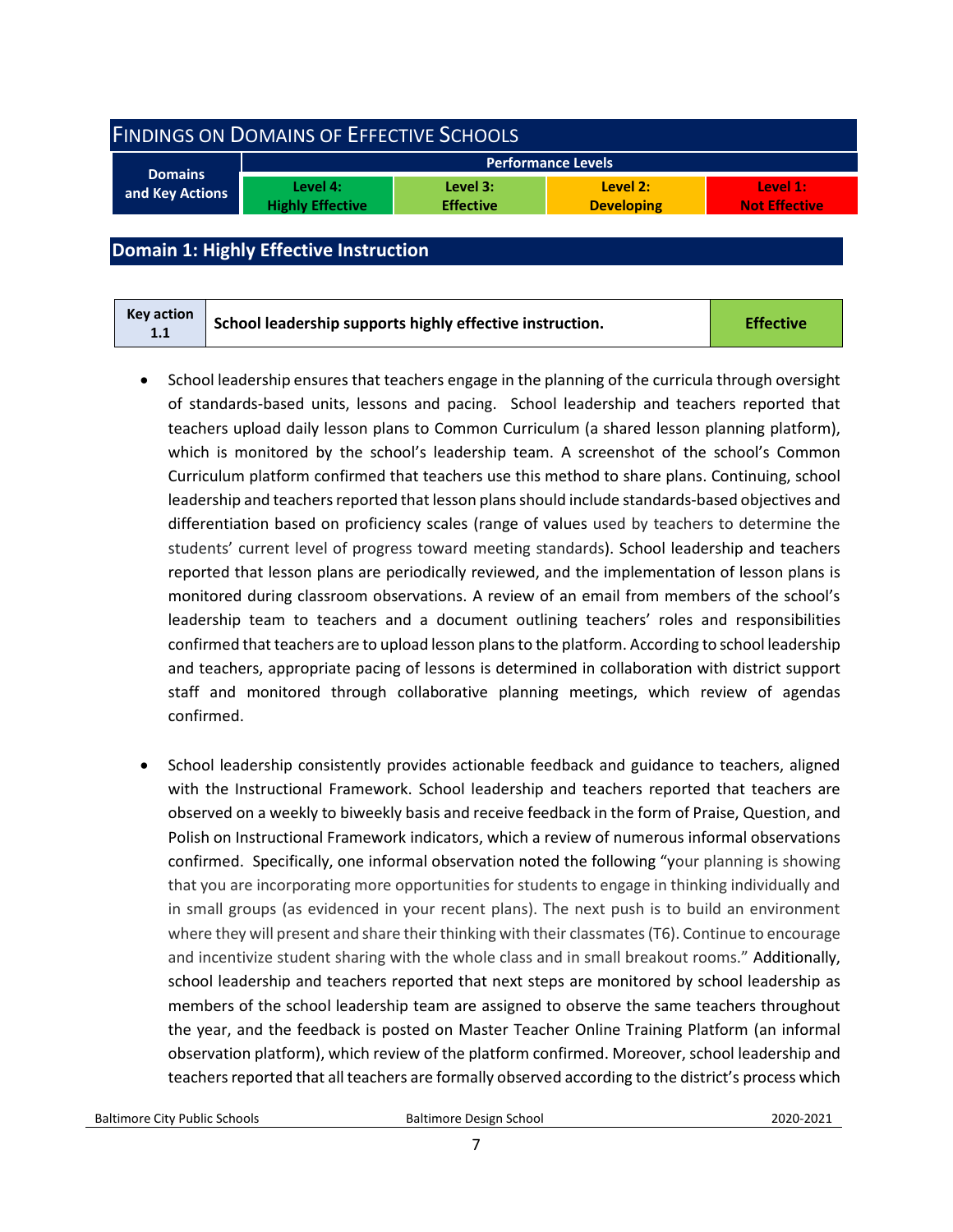## Findings on Domains of Effective Schools

| Domains and Key Actions | Performance Levels | | | |
|---|---|---|---|---|
| | Level 4: Highly Effective | Level 3: Effective | Level 2: Developing | Level 1: Not Effective |

## Domain 1: Highly Effective Instruction

| Key action 1.1 | School leadership supports highly effective instruction. | Effective |
|---|---|---|

- School leadership ensures that teachers engage in the planning of the curricula through oversight of standards-based units, lessons and pacing. School leadership and teachers reported that teachers upload daily lesson plans to Common Curriculum (a shared lesson planning platform), which is monitored by the school's leadership team. A screenshot of the school's Common Curriculum platform confirmed that teachers use this method to share plans. Continuing, school leadership and teachers reported that lesson plans should include standards-based objectives and differentiation based on proficiency scales (range of values used by teachers to determine the students' current level of progress toward meeting standards). School leadership and teachers reported that lesson plans are periodically reviewed, and the implementation of lesson plans is monitored during classroom observations. A review of an email from members of the school's leadership team to teachers and a document outlining teachers' roles and responsibilities confirmed that teachers are to upload lesson plans to the platform. According to school leadership and teachers, appropriate pacing of lessons is determined in collaboration with district support staff and monitored through collaborative planning meetings, which review of agendas confirmed.

- School leadership consistently provides actionable feedback and guidance to teachers, aligned with the Instructional Framework. School leadership and teachers reported that teachers are observed on a weekly to biweekly basis and receive feedback in the form of Praise, Question, and Polish on Instructional Framework indicators, which a review of numerous informal observations confirmed. Specifically, one informal observation noted the following "your planning is showing that you are incorporating more opportunities for students to engage in thinking individually and in small groups (as evidenced in your recent plans). The next push is to build an environment where they will present and share their thinking with their classmates (T6). Continue to encourage and incentivize student sharing with the whole class and in small breakout rooms." Additionally, school leadership and teachers reported that next steps are monitored by school leadership as members of the school leadership team are assigned to observe the same teachers throughout the year, and the feedback is posted on Master Teacher Online Training Platform (an informal observation platform), which review of the platform confirmed. Moreover, school leadership and teachers reported that all teachers are formally observed according to the district's process which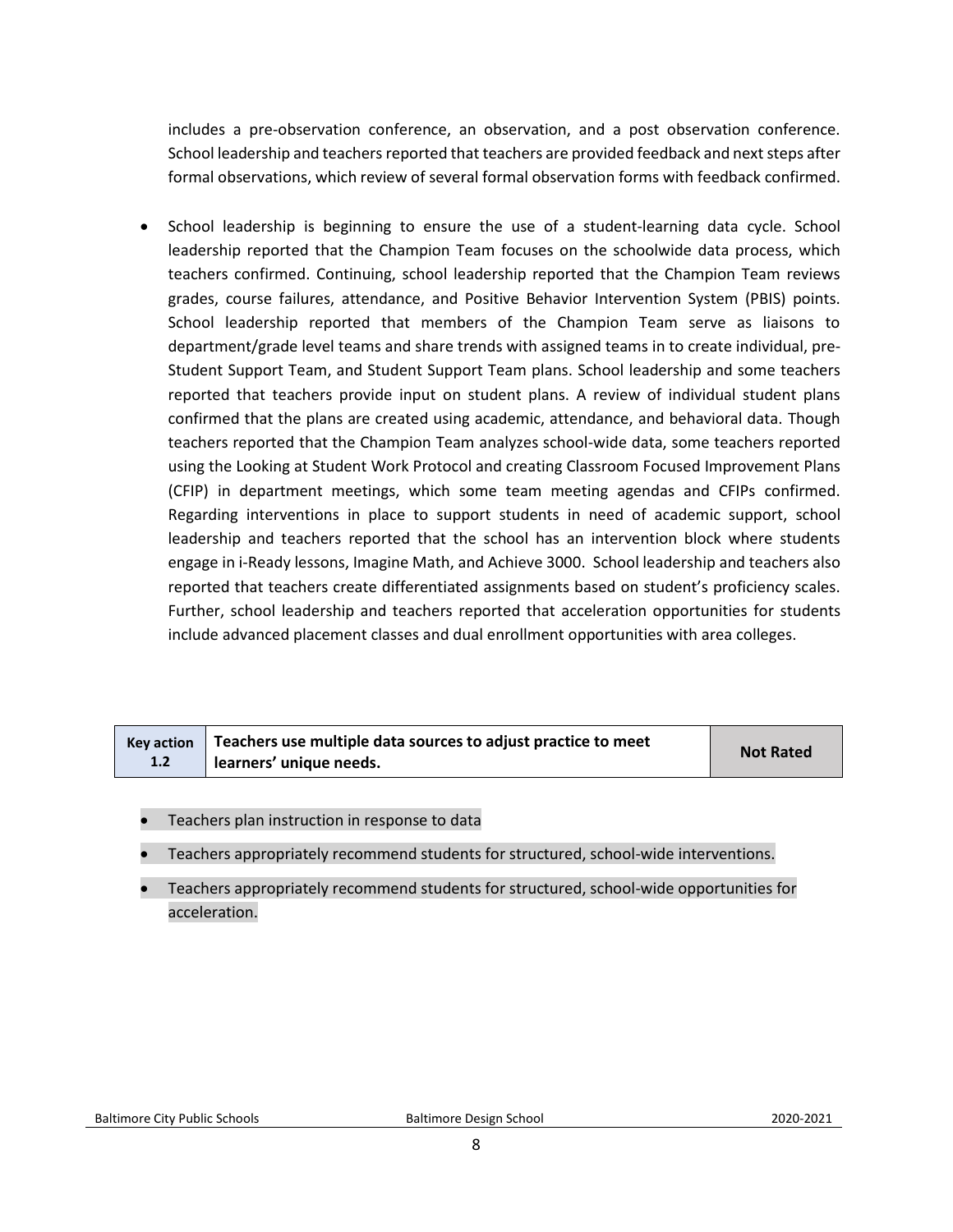includes a pre-observation conference, an observation, and a post observation conference. School leadership and teachers reported that teachers are provided feedback and next steps after formal observations, which review of several formal observation forms with feedback confirmed.

- School leadership is beginning to ensure the use of a student-learning data cycle. School leadership reported that the Champion Team focuses on the schoolwide data process, which teachers confirmed. Continuing, school leadership reported that the Champion Team reviews grades, course failures, attendance, and Positive Behavior Intervention System (PBIS) points. School leadership reported that members of the Champion Team serve as liaisons to department/grade level teams and share trends with assigned teams in to create individual, pre-Student Support Team, and Student Support Team plans. School leadership and some teachers reported that teachers provide input on student plans. A review of individual student plans confirmed that the plans are created using academic, attendance, and behavioral data. Though teachers reported that the Champion Team analyzes school-wide data, some teachers reported using the Looking at Student Work Protocol and creating Classroom Focused Improvement Plans (CFIP) in department meetings, which some team meeting agendas and CFIPs confirmed. Regarding interventions in place to support students in need of academic support, school leadership and teachers reported that the school has an intervention block where students engage in i-Ready lessons, Imagine Math, and Achieve 3000. School leadership and teachers also reported that teachers create differentiated assignments based on student's proficiency scales. Further, school leadership and teachers reported that acceleration opportunities for students include advanced placement classes and dual enrollment opportunities with area colleges.

| Key action 1.2 | Teachers use multiple data sources to adjust practice to meet learners' unique needs. | Not Rated |
|---|---|---|

- Teachers plan instruction in response to data
- Teachers appropriately recommend students for structured, school-wide interventions.
- Teachers appropriately recommend students for structured, school-wide opportunities for acceleration.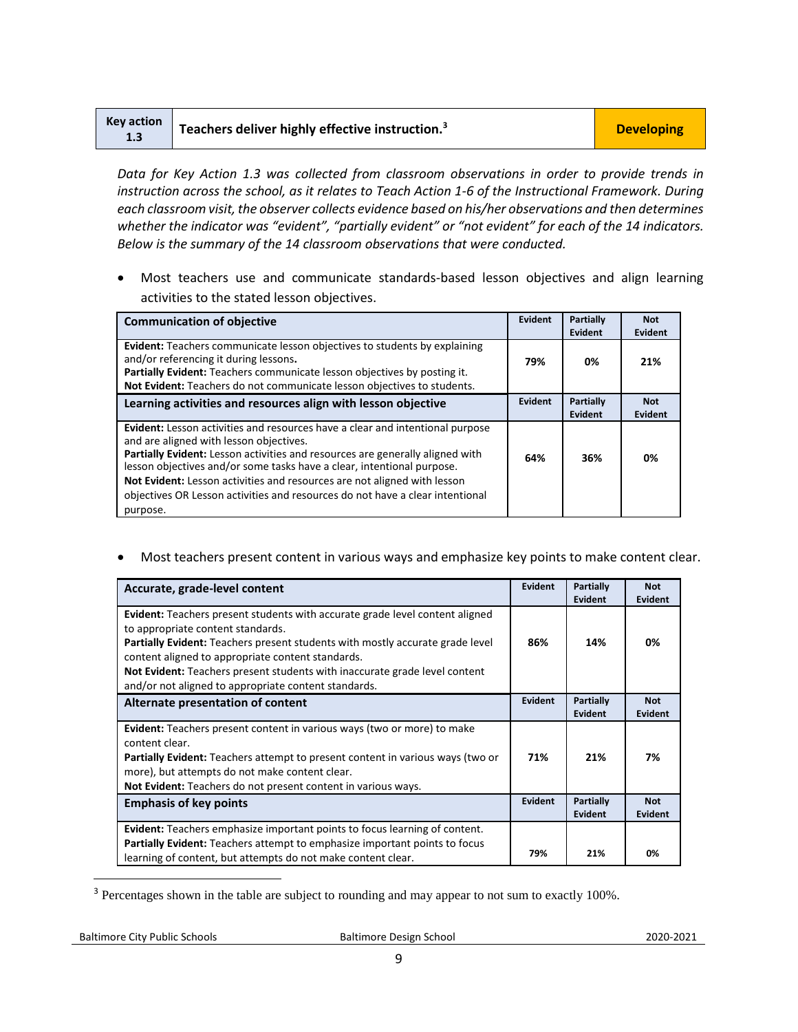| Key action 1.3 | Teachers deliver highly effective instruction.[3] | Developing |
|---|---|---|

*Data for Key Action 1.3 was collected from classroom observations in order to provide trends in instruction across the school, as it relates to Teach Action 1-6 of the Instructional Framework. During each classroom visit, the observer collects evidence based on his/her observations and then determines whether the indicator was "evident", "partially evident" or "not evident" for each of the 14 indicators. Below is the summary of the 14 classroom observations that were conducted.*

- Most teachers use and communicate standards-based lesson objectives and align learning activities to the stated lesson objectives.

| Communication of objective | Evident | Partially Evident | Not Evident |
|---|---|---|---|
| **Evident:** Teachers communicate lesson objectives to students by explaining and/or referencing it during lessons. **Partially Evident:** Teachers communicate lesson objectives by posting it. **Not Evident:** Teachers do not communicate lesson objectives to students. | 79% | 0% | 21% |
| **Learning activities and resources align with lesson objective** | **Evident** | **Partially Evident** | **Not Evident** |
| **Evident:** Lesson activities and resources have a clear and intentional purpose and are aligned with lesson objectives. **Partially Evident:** Lesson activities and resources are generally aligned with lesson objectives and/or some tasks have a clear, intentional purpose. **Not Evident:** Lesson activities and resources are not aligned with lesson objectives OR Lesson activities and resources do not have a clear intentional purpose. | 64% | 36% | 0% |

- Most teachers present content in various ways and emphasize key points to make content clear.

| Accurate, grade-level content | Evident | Partially Evident | Not Evident |
|---|---|---|---|
| **Evident:** Teachers present students with accurate grade level content aligned to appropriate content standards. **Partially Evident:** Teachers present students with mostly accurate grade level content aligned to appropriate content standards. **Not Evident:** Teachers present students with inaccurate grade level content and/or not aligned to appropriate content standards. | 86% | 14% | 0% |
| **Alternate presentation of content** | **Evident** | **Partially Evident** | **Not Evident** |
| **Evident:** Teachers present content in various ways (two or more) to make content clear. **Partially Evident:** Teachers attempt to present content in various ways (two or more), but attempts do not make content clear. **Not Evident:** Teachers do not present content in various ways. | 71% | 21% | 7% |
| **Emphasis of key points** | **Evident** | **Partially Evident** | **Not Evident** |
| **Evident:** Teachers emphasize important points to focus learning of content. **Partially Evident:** Teachers attempt to emphasize important points to focus learning of content, but attempts do not make content clear. | 79% | 21% | 0% |

[3] Percentages shown in the table are subject to rounding and may appear to not sum to exactly 100%.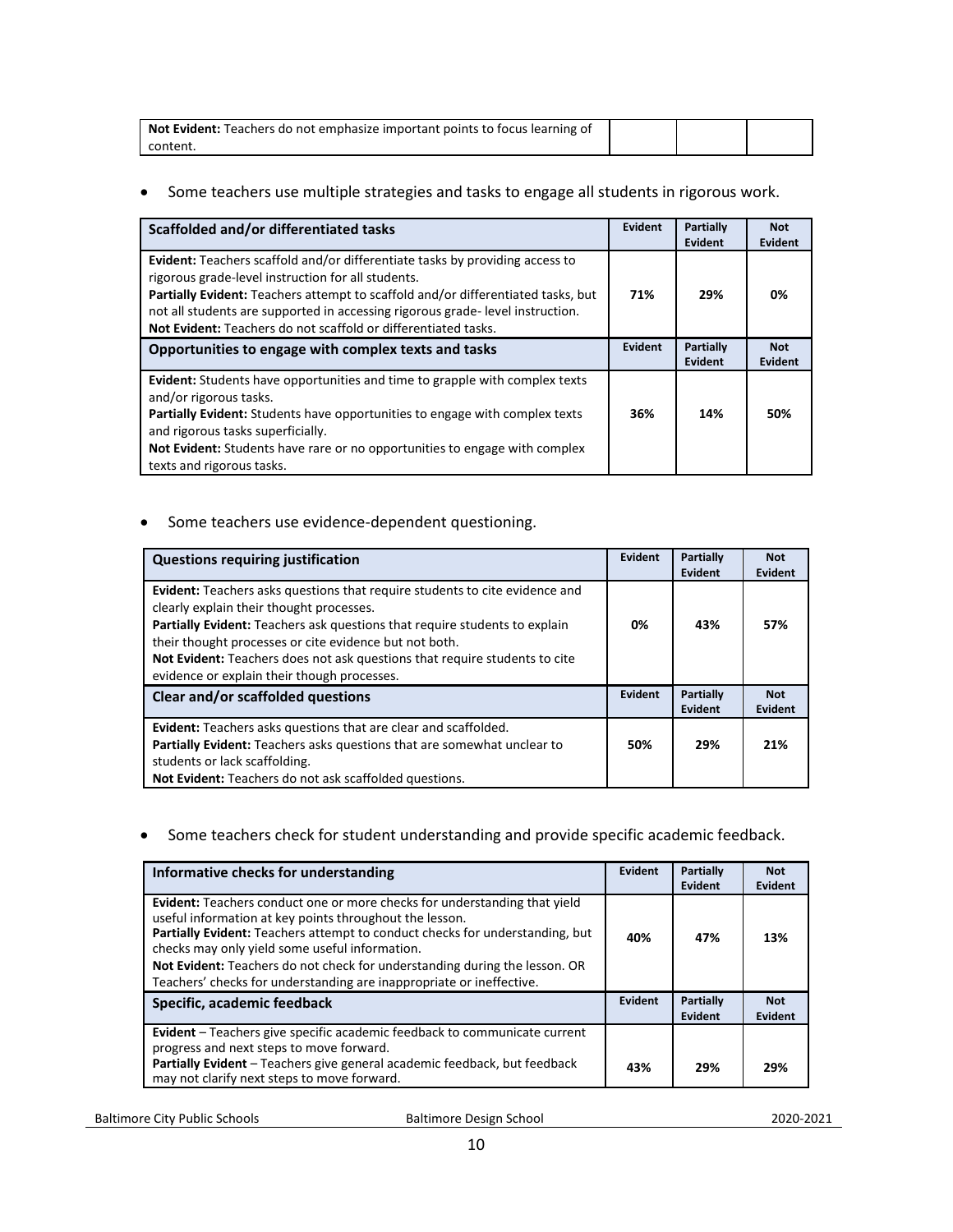| | | | |
|---|---|---|---|
| **Not Evident:** Teachers do not emphasize important points to focus learning of content. | | | |

- Some teachers use multiple strategies and tasks to engage all students in rigorous work.

| Scaffolded and/or differentiated tasks | Evident | Partially Evident | Not Evident |
|---|---|---|---|
| **Evident:** Teachers scaffold and/or differentiate tasks by providing access to rigorous grade-level instruction for all students.<br>**Partially Evident:** Teachers attempt to scaffold and/or differentiated tasks, but not all students are supported in accessing rigorous grade- level instruction.<br>**Not Evident:** Teachers do not scaffold or differentiated tasks. | 71% | 29% | 0% |
| **Opportunities to engage with complex texts and tasks** | **Evident** | **Partially Evident** | **Not Evident** |
| **Evident:** Students have opportunities and time to grapple with complex texts and/or rigorous tasks.<br>**Partially Evident:** Students have opportunities to engage with complex texts and rigorous tasks superficially.<br>**Not Evident:** Students have rare or no opportunities to engage with complex texts and rigorous tasks. | 36% | 14% | 50% |

- Some teachers use evidence-dependent questioning.

| Questions requiring justification | Evident | Partially Evident | Not Evident |
|---|---|---|---|
| **Evident:** Teachers asks questions that require students to cite evidence and clearly explain their thought processes.<br>**Partially Evident:** Teachers ask questions that require students to explain their thought processes or cite evidence but not both.<br>**Not Evident:** Teachers does not ask questions that require students to cite evidence or explain their though processes. | 0% | 43% | 57% |
| **Clear and/or scaffolded questions** | **Evident** | **Partially Evident** | **Not Evident** |
| **Evident:** Teachers asks questions that are clear and scaffolded.<br>**Partially Evident:** Teachers asks questions that are somewhat unclear to students or lack scaffolding.<br>**Not Evident:** Teachers do not ask scaffolded questions. | 50% | 29% | 21% |

- Some teachers check for student understanding and provide specific academic feedback.

| Informative checks for understanding | Evident | Partially Evident | Not Evident |
|---|---|---|---|
| **Evident:** Teachers conduct one or more checks for understanding that yield useful information at key points throughout the lesson.<br>**Partially Evident:** Teachers attempt to conduct checks for understanding, but checks may only yield some useful information.<br>**Not Evident:** Teachers do not check for understanding during the lesson. OR Teachers' checks for understanding are inappropriate or ineffective. | 40% | 47% | 13% |
| **Specific, academic feedback** | **Evident** | **Partially Evident** | **Not Evident** |
| **Evident** – Teachers give specific academic feedback to communicate current progress and next steps to move forward.<br>**Partially Evident** – Teachers give general academic feedback, but feedback may not clarify next steps to move forward. | 43% | 29% | 29% |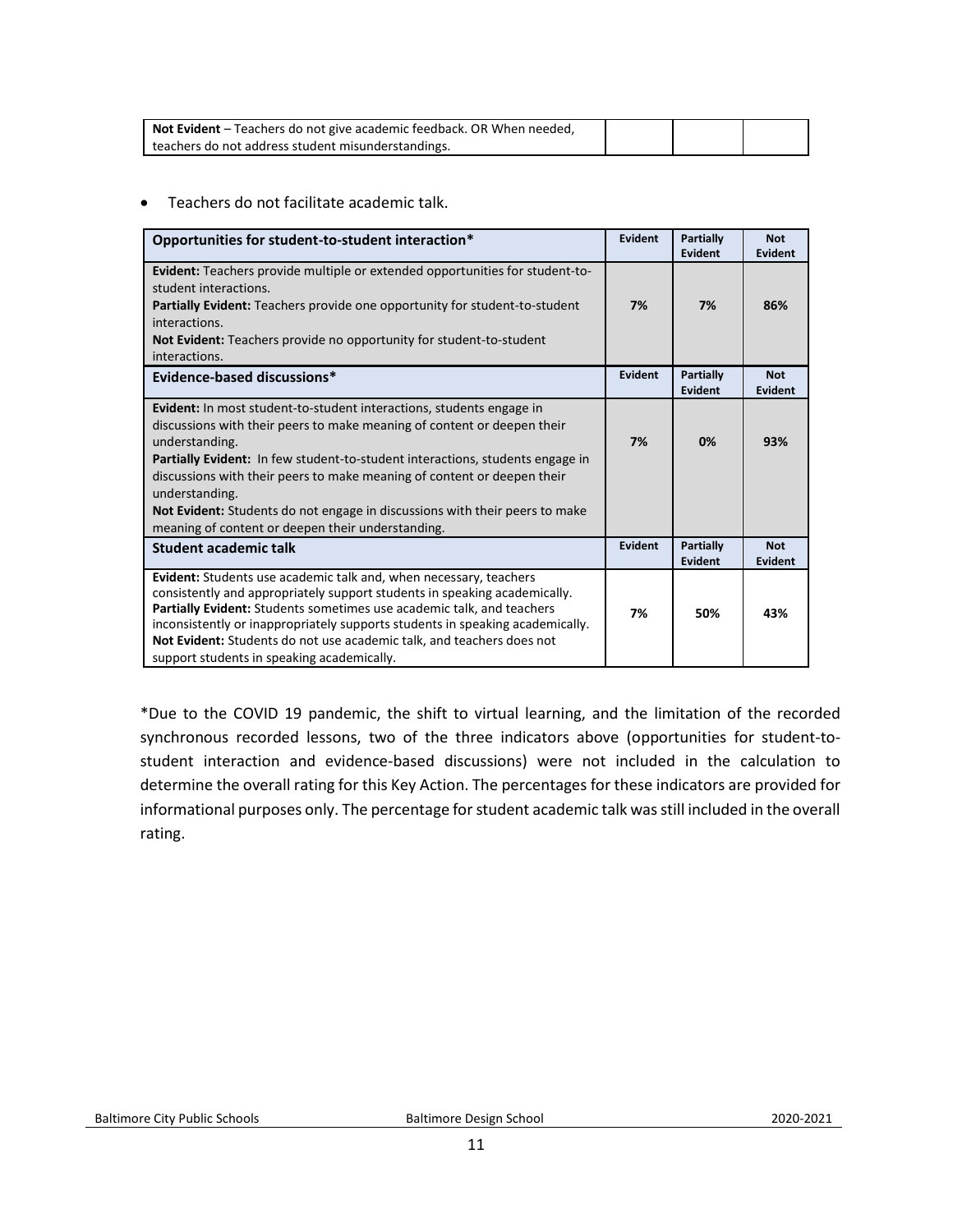| **Not Evident** – Teachers do not give academic feedback. OR When needed, teachers do not address student misunderstandings. | | | |
|---|---|---|---|

- Teachers do not facilitate academic talk.

| Opportunities for student-to-student interaction* | Evident | Partially Evident | Not Evident |
|---|---|---|---|
| **Evident:** Teachers provide multiple or extended opportunities for student-to-student interactions.<br>**Partially Evident:** Teachers provide one opportunity for student-to-student interactions.<br>**Not Evident:** Teachers provide no opportunity for student-to-student interactions. | **7%** | **7%** | **86%** |
| **Evidence-based discussions*** | **Evident** | **Partially Evident** | **Not Evident** |
| **Evident:** In most student-to-student interactions, students engage in discussions with their peers to make meaning of content or deepen their understanding.<br>**Partially Evident:** In few student-to-student interactions, students engage in discussions with their peers to make meaning of content or deepen their understanding.<br>**Not Evident:** Students do not engage in discussions with their peers to make meaning of content or deepen their understanding. | **7%** | **0%** | **93%** |
| **Student academic talk** | **Evident** | **Partially Evident** | **Not Evident** |
| **Evident:** Students use academic talk and, when necessary, teachers consistently and appropriately support students in speaking academically.<br>**Partially Evident:** Students sometimes use academic talk, and teachers inconsistently or inappropriately supports students in speaking academically.<br>**Not Evident:** Students do not use academic talk, and teachers does not support students in speaking academically. | **7%** | **50%** | **43%** |

*Due to the COVID 19 pandemic, the shift to virtual learning, and the limitation of the recorded synchronous recorded lessons, two of the three indicators above (opportunities for student-to-student interaction and evidence-based discussions) were not included in the calculation to determine the overall rating for this Key Action. The percentages for these indicators are provided for informational purposes only. The percentage for student academic talk was still included in the overall rating.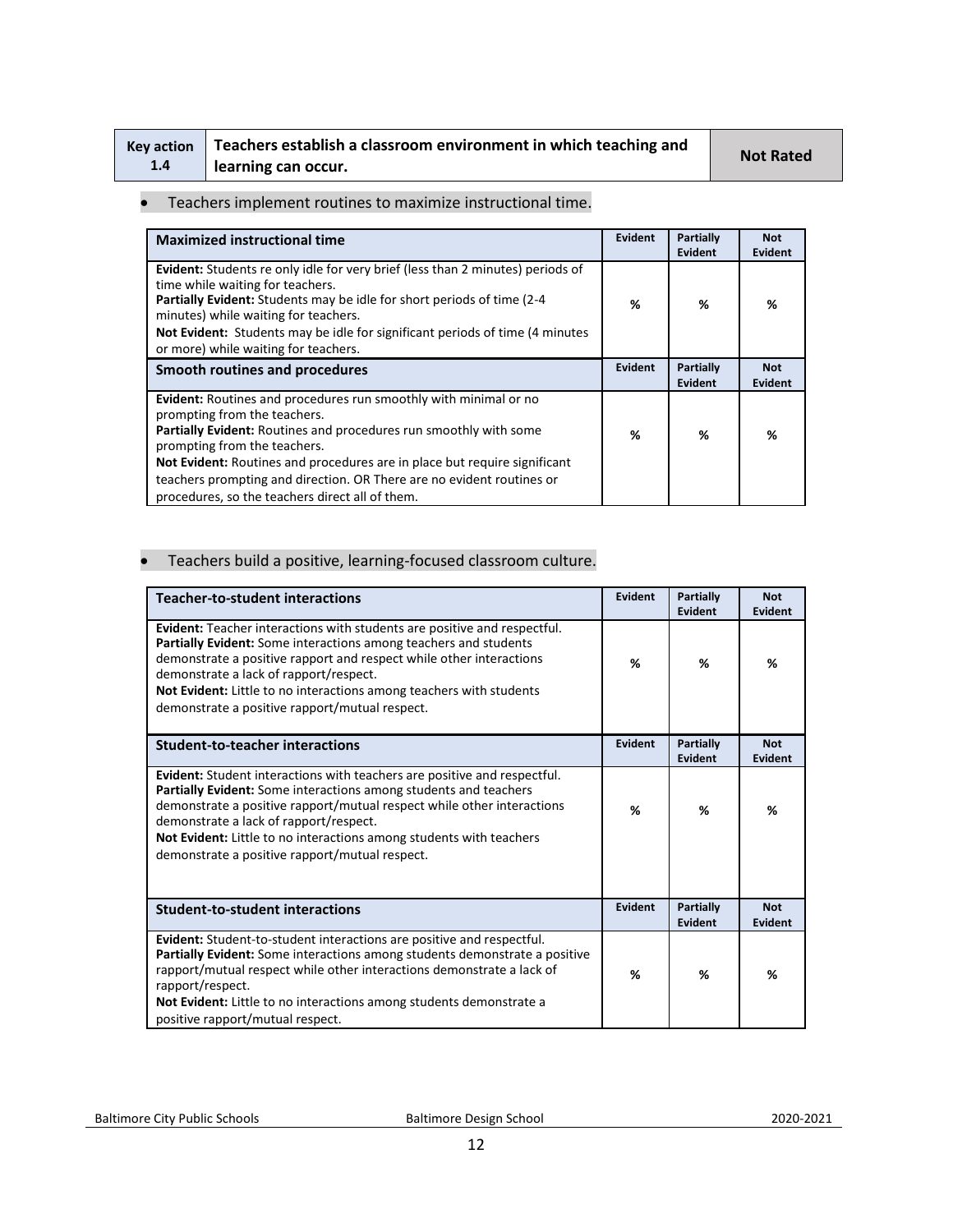| Key action 1.4 | Teachers establish a classroom environment in which teaching and learning can occur. | Not Rated |
|---|---|---|

- Teachers implement routines to maximize instructional time.

| Maximized instructional time | Evident | Partially Evident | Not Evident |
|---|---|---|---|
| **Evident:** Students re only idle for very brief (less than 2 minutes) periods of time while waiting for teachers.<br>**Partially Evident:** Students may be idle for short periods of time (2-4 minutes) while waiting for teachers.<br>**Not Evident:** Students may be idle for significant periods of time (4 minutes or more) while waiting for teachers. | % | % | % |
| **Smooth routines and procedures** | **Evident** | **Partially Evident** | **Not Evident** |
| **Evident:** Routines and procedures run smoothly with minimal or no prompting from the teachers.<br>**Partially Evident:** Routines and procedures run smoothly with some prompting from the teachers.<br>**Not Evident:** Routines and procedures are in place but require significant teachers prompting and direction. OR There are no evident routines or procedures, so the teachers direct all of them. | % | % | % |

- Teachers build a positive, learning-focused classroom culture.

| Teacher-to-student interactions | Evident | Partially Evident | Not Evident |
|---|---|---|---|
| **Evident:** Teacher interactions with students are positive and respectful.<br>**Partially Evident:** Some interactions among teachers and students demonstrate a positive rapport and respect while other interactions demonstrate a lack of rapport/respect.<br>**Not Evident:** Little to no interactions among teachers with students demonstrate a positive rapport/mutual respect. | % | % | % |
| **Student-to-teacher interactions** | **Evident** | **Partially Evident** | **Not Evident** |
| **Evident:** Student interactions with teachers are positive and respectful.<br>**Partially Evident:** Some interactions among students and teachers demonstrate a positive rapport/mutual respect while other interactions demonstrate a lack of rapport/respect.<br>**Not Evident:** Little to no interactions among students with teachers demonstrate a positive rapport/mutual respect. | % | % | % |
| **Student-to-student interactions** | **Evident** | **Partially Evident** | **Not Evident** |
| **Evident:** Student-to-student interactions are positive and respectful.<br>**Partially Evident:** Some interactions among students demonstrate a positive rapport/mutual respect while other interactions demonstrate a lack of rapport/respect.<br>**Not Evident:** Little to no interactions among students demonstrate a positive rapport/mutual respect. | % | % | % |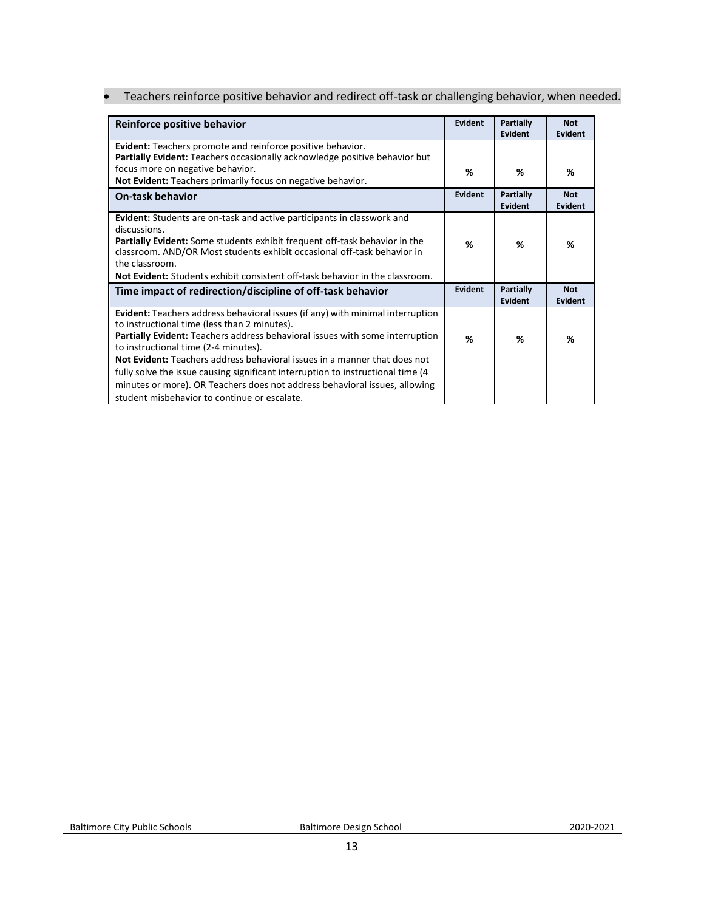- Teachers reinforce positive behavior and redirect off-task or challenging behavior, when needed.

| Reinforce positive behavior | Evident | Partially Evident | Not Evident |
|---|---|---|---|
| **Evident:** Teachers promote and reinforce positive behavior.<br>**Partially Evident:** Teachers occasionally acknowledge positive behavior but focus more on negative behavior.<br>**Not Evident:** Teachers primarily focus on negative behavior. | % | % | % |
| **On-task behavior** | **Evident** | **Partially Evident** | **Not Evident** |
| **Evident:** Students are on-task and active participants in classwork and discussions.<br>**Partially Evident:** Some students exhibit frequent off-task behavior in the classroom. AND/OR Most students exhibit occasional off-task behavior in the classroom.<br>**Not Evident:** Students exhibit consistent off-task behavior in the classroom. | % | % | % |
| **Time impact of redirection/discipline of off-task behavior** | **Evident** | **Partially Evident** | **Not Evident** |
| **Evident:** Teachers address behavioral issues (if any) with minimal interruption to instructional time (less than 2 minutes).<br>**Partially Evident:** Teachers address behavioral issues with some interruption to instructional time (2-4 minutes).<br>**Not Evident:** Teachers address behavioral issues in a manner that does not fully solve the issue causing significant interruption to instructional time (4 minutes or more). OR Teachers does not address behavioral issues, allowing student misbehavior to continue or escalate. | % | % | % |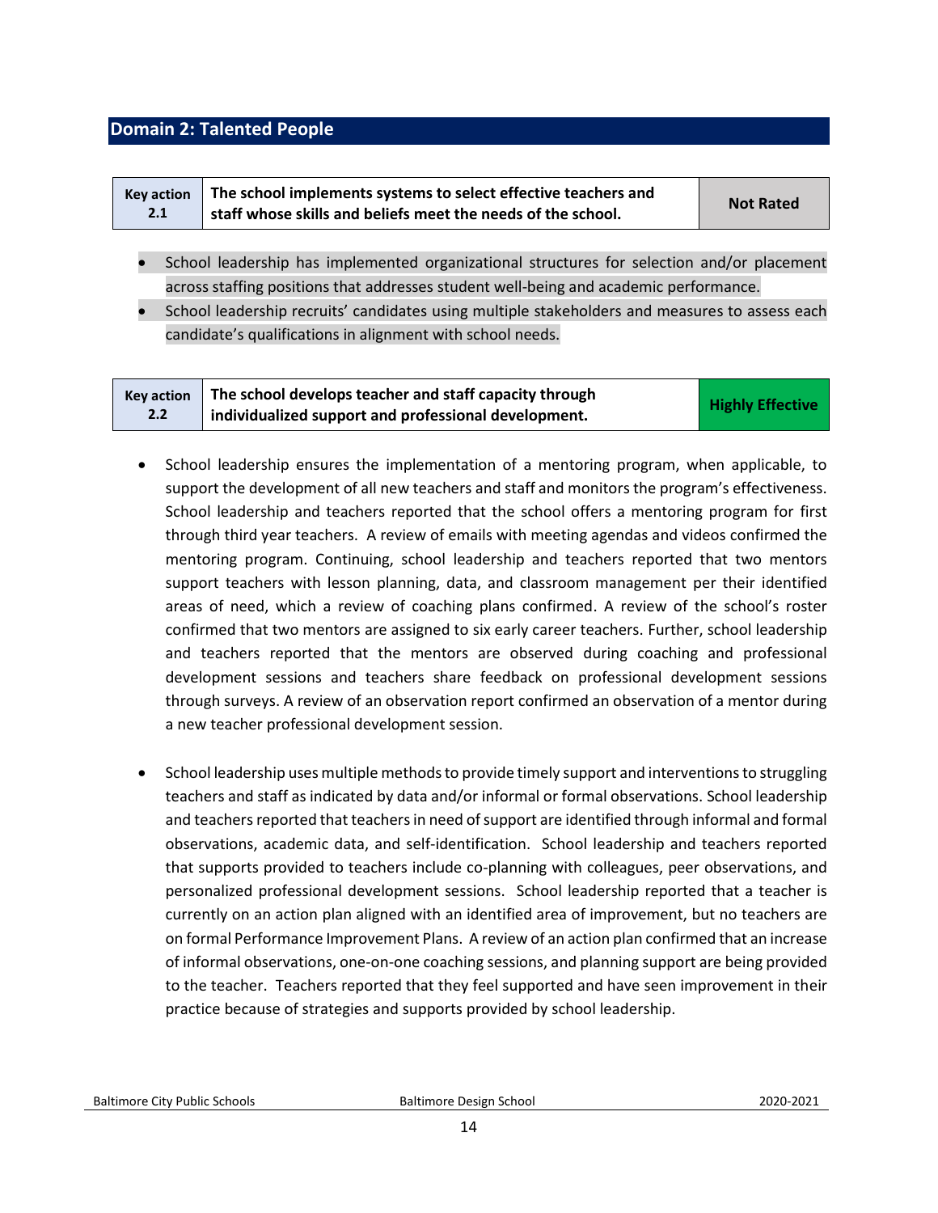## Domain 2: Talented People

| Key action 2.1 | The school implements systems to select effective teachers and staff whose skills and beliefs meet the needs of the school. | Not Rated |
|---|---|---|

- School leadership has implemented organizational structures for selection and/or placement across staffing positions that addresses student well-being and academic performance.
- School leadership recruits' candidates using multiple stakeholders and measures to assess each candidate's qualifications in alignment with school needs.

| Key action 2.2 | The school develops teacher and staff capacity through individualized support and professional development. | Highly Effective |
|---|---|---|

- School leadership ensures the implementation of a mentoring program, when applicable, to support the development of all new teachers and staff and monitors the program's effectiveness. School leadership and teachers reported that the school offers a mentoring program for first through third year teachers. A review of emails with meeting agendas and videos confirmed the mentoring program. Continuing, school leadership and teachers reported that two mentors support teachers with lesson planning, data, and classroom management per their identified areas of need, which a review of coaching plans confirmed. A review of the school's roster confirmed that two mentors are assigned to six early career teachers. Further, school leadership and teachers reported that the mentors are observed during coaching and professional development sessions and teachers share feedback on professional development sessions through surveys. A review of an observation report confirmed an observation of a mentor during a new teacher professional development session.

- School leadership uses multiple methods to provide timely support and interventions to struggling teachers and staff as indicated by data and/or informal or formal observations. School leadership and teachers reported that teachers in need of support are identified through informal and formal observations, academic data, and self-identification. School leadership and teachers reported that supports provided to teachers include co-planning with colleagues, peer observations, and personalized professional development sessions. School leadership reported that a teacher is currently on an action plan aligned with an identified area of improvement, but no teachers are on formal Performance Improvement Plans. A review of an action plan confirmed that an increase of informal observations, one-on-one coaching sessions, and planning support are being provided to the teacher. Teachers reported that they feel supported and have seen improvement in their practice because of strategies and supports provided by school leadership.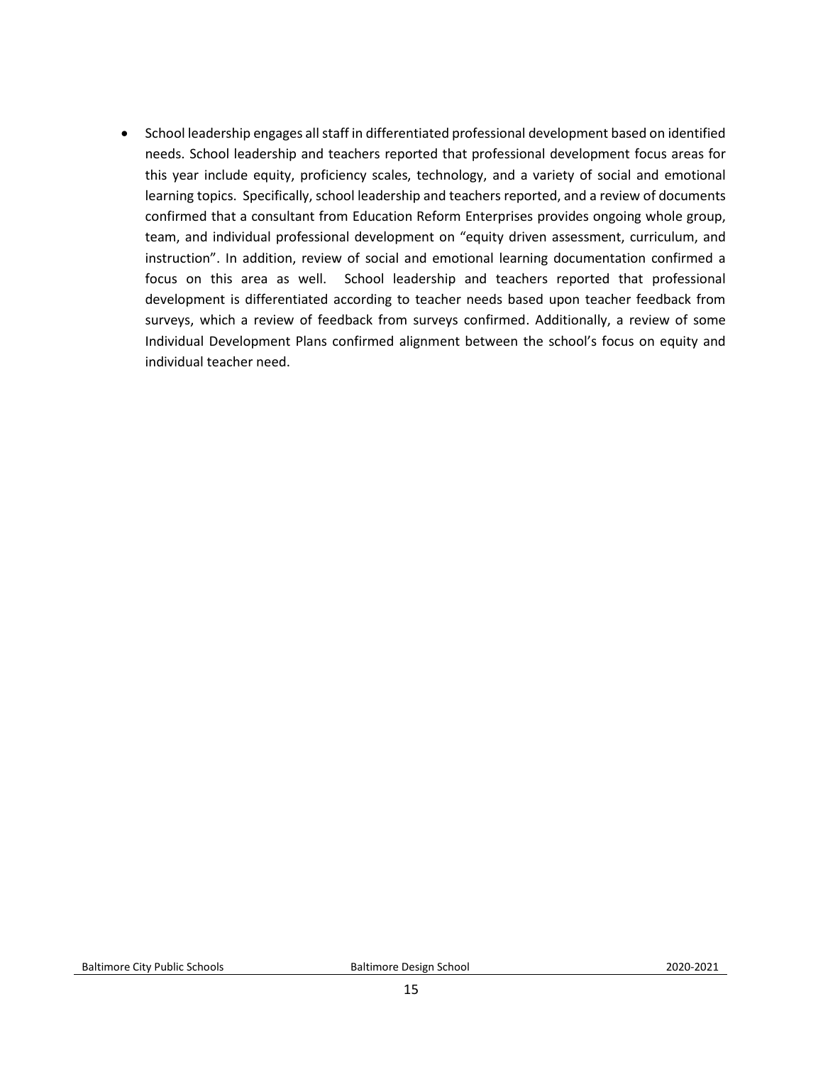- School leadership engages all staff in differentiated professional development based on identified needs. School leadership and teachers reported that professional development focus areas for this year include equity, proficiency scales, technology, and a variety of social and emotional learning topics. Specifically, school leadership and teachers reported, and a review of documents confirmed that a consultant from Education Reform Enterprises provides ongoing whole group, team, and individual professional development on "equity driven assessment, curriculum, and instruction". In addition, review of social and emotional learning documentation confirmed a focus on this area as well. School leadership and teachers reported that professional development is differentiated according to teacher needs based upon teacher feedback from surveys, which a review of feedback from surveys confirmed. Additionally, a review of some Individual Development Plans confirmed alignment between the school's focus on equity and individual teacher need.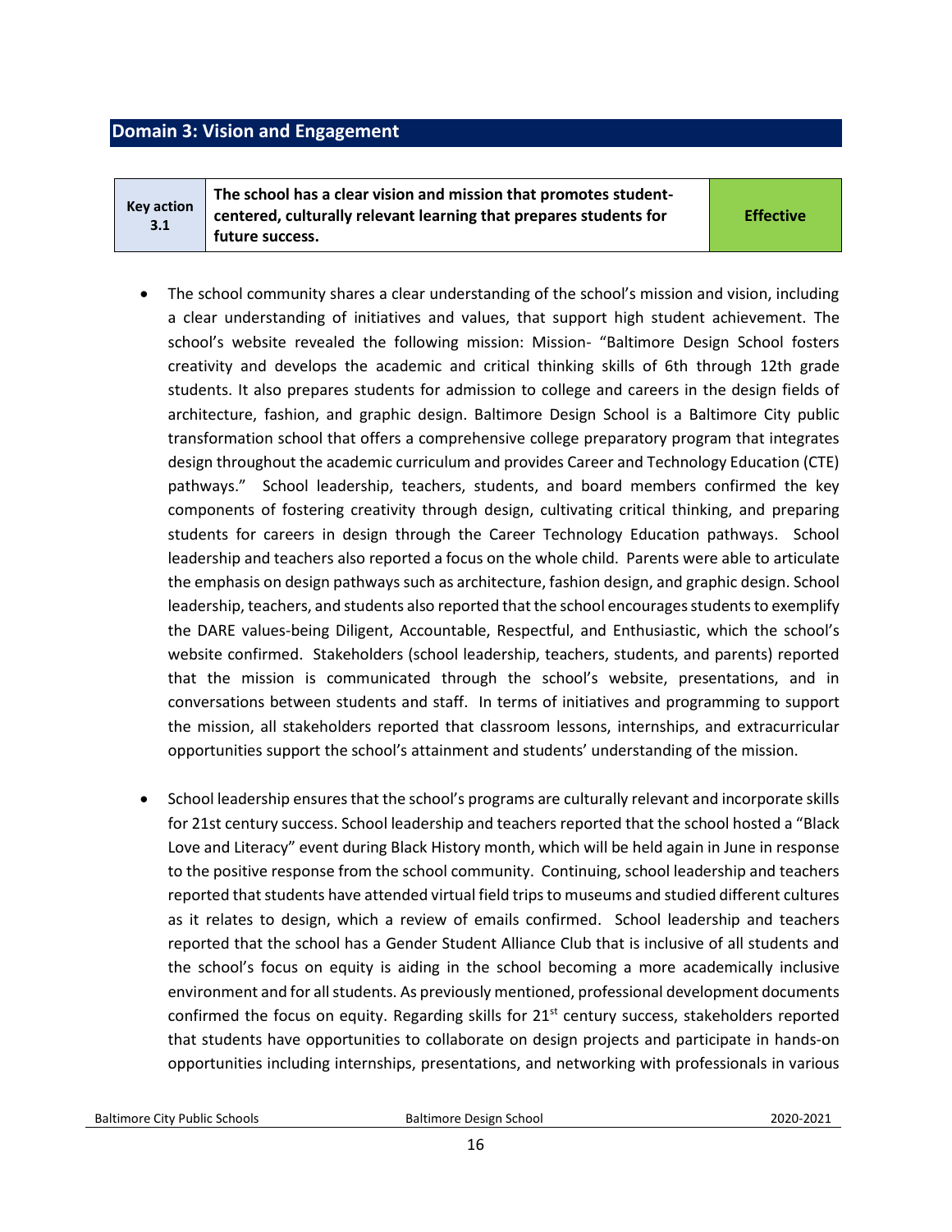## Domain 3: Vision and Engagement

| Key action 3.1 | The school has a clear vision and mission that promotes student-centered, culturally relevant learning that prepares students for future success. | Effective |
|---|---|---|

- The school community shares a clear understanding of the school's mission and vision, including a clear understanding of initiatives and values, that support high student achievement. The school's website revealed the following mission: Mission- "Baltimore Design School fosters creativity and develops the academic and critical thinking skills of 6th through 12th grade students. It also prepares students for admission to college and careers in the design fields of architecture, fashion, and graphic design. Baltimore Design School is a Baltimore City public transformation school that offers a comprehensive college preparatory program that integrates design throughout the academic curriculum and provides Career and Technology Education (CTE) pathways." School leadership, teachers, students, and board members confirmed the key components of fostering creativity through design, cultivating critical thinking, and preparing students for careers in design through the Career Technology Education pathways. School leadership and teachers also reported a focus on the whole child. Parents were able to articulate the emphasis on design pathways such as architecture, fashion design, and graphic design. School leadership, teachers, and students also reported that the school encourages students to exemplify the DARE values-being Diligent, Accountable, Respectful, and Enthusiastic, which the school's website confirmed. Stakeholders (school leadership, teachers, students, and parents) reported that the mission is communicated through the school's website, presentations, and in conversations between students and staff. In terms of initiatives and programming to support the mission, all stakeholders reported that classroom lessons, internships, and extracurricular opportunities support the school's attainment and students' understanding of the mission.

- School leadership ensures that the school's programs are culturally relevant and incorporate skills for 21st century success. School leadership and teachers reported that the school hosted a "Black Love and Literacy" event during Black History month, which will be held again in June in response to the positive response from the school community. Continuing, school leadership and teachers reported that students have attended virtual field trips to museums and studied different cultures as it relates to design, which a review of emails confirmed. School leadership and teachers reported that the school has a Gender Student Alliance Club that is inclusive of all students and the school's focus on equity is aiding in the school becoming a more academically inclusive environment and for all students. As previously mentioned, professional development documents confirmed the focus on equity. Regarding skills for 21st century success, stakeholders reported that students have opportunities to collaborate on design projects and participate in hands-on opportunities including internships, presentations, and networking with professionals in various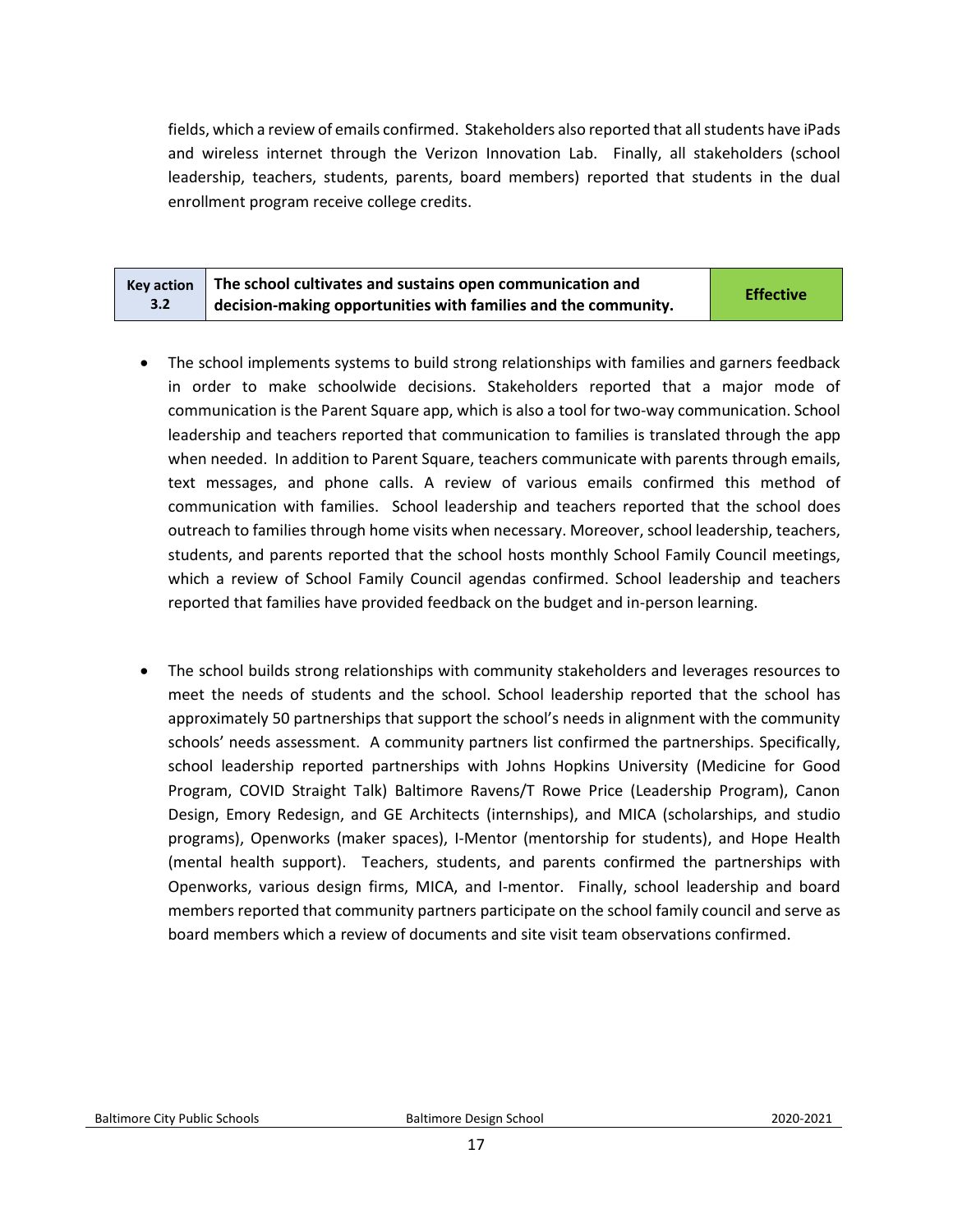fields, which a review of emails confirmed. Stakeholders also reported that all students have iPads and wireless internet through the Verizon Innovation Lab. Finally, all stakeholders (school leadership, teachers, students, parents, board members) reported that students in the dual enrollment program receive college credits.

| Key action 3.2 | The school cultivates and sustains open communication and decision-making opportunities with families and the community. | Effective |
|---|---|---|

- The school implements systems to build strong relationships with families and garners feedback in order to make schoolwide decisions. Stakeholders reported that a major mode of communication is the Parent Square app, which is also a tool for two-way communication. School leadership and teachers reported that communication to families is translated through the app when needed. In addition to Parent Square, teachers communicate with parents through emails, text messages, and phone calls. A review of various emails confirmed this method of communication with families. School leadership and teachers reported that the school does outreach to families through home visits when necessary. Moreover, school leadership, teachers, students, and parents reported that the school hosts monthly School Family Council meetings, which a review of School Family Council agendas confirmed. School leadership and teachers reported that families have provided feedback on the budget and in-person learning.

- The school builds strong relationships with community stakeholders and leverages resources to meet the needs of students and the school. School leadership reported that the school has approximately 50 partnerships that support the school's needs in alignment with the community schools' needs assessment. A community partners list confirmed the partnerships. Specifically, school leadership reported partnerships with Johns Hopkins University (Medicine for Good Program, COVID Straight Talk) Baltimore Ravens/T Rowe Price (Leadership Program), Canon Design, Emory Redesign, and GE Architects (internships), and MICA (scholarships, and studio programs), Openworks (maker spaces), I-Mentor (mentorship for students), and Hope Health (mental health support). Teachers, students, and parents confirmed the partnerships with Openworks, various design firms, MICA, and I-mentor. Finally, school leadership and board members reported that community partners participate on the school family council and serve as board members which a review of documents and site visit team observations confirmed.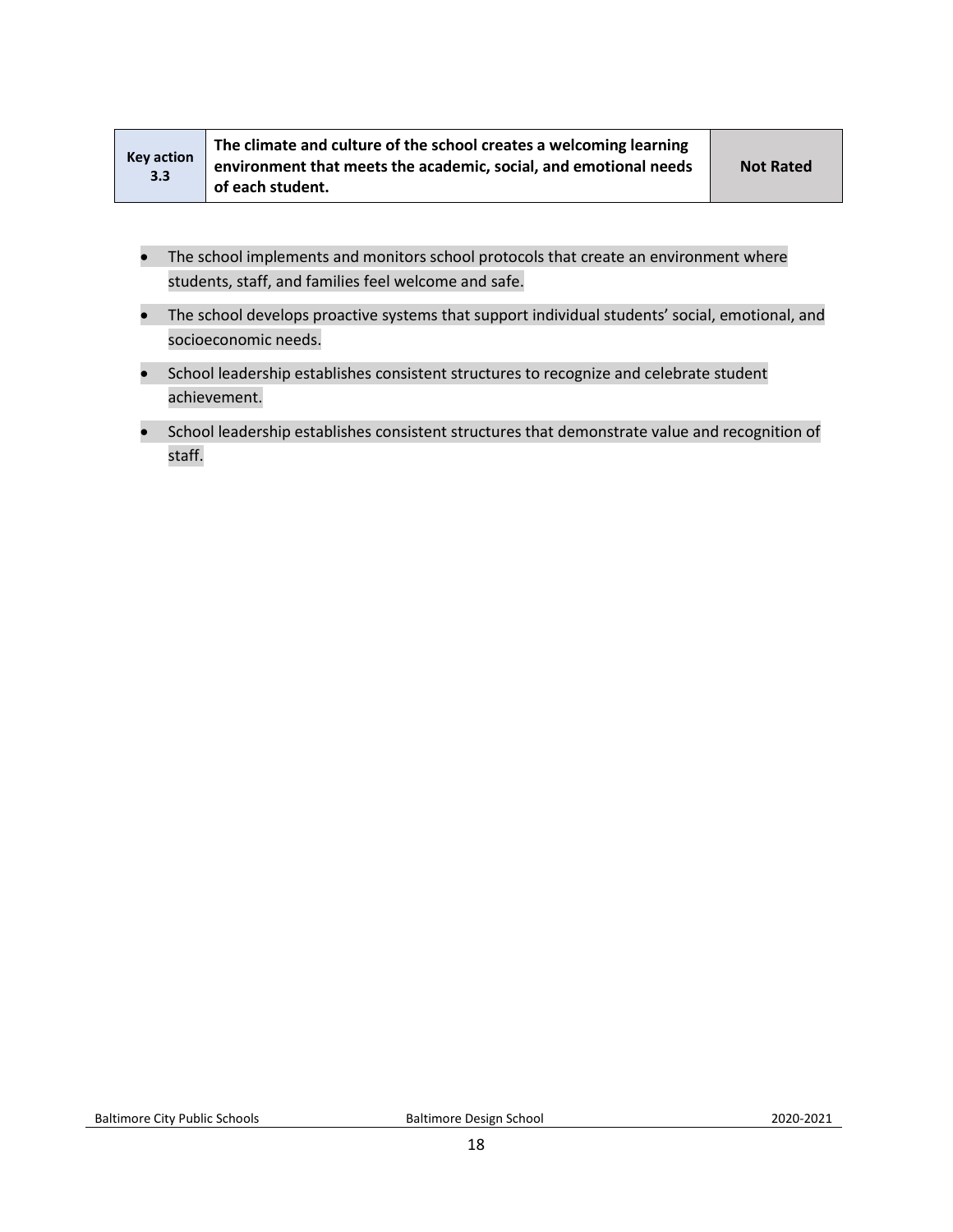| Key action 3.3 | The climate and culture of the school creates a welcoming learning environment that meets the academic, social, and emotional needs of each student. | Not Rated |
|---|---|---|

- The school implements and monitors school protocols that create an environment where students, staff, and families feel welcome and safe.
- The school develops proactive systems that support individual students' social, emotional, and socioeconomic needs.
- School leadership establishes consistent structures to recognize and celebrate student achievement.
- School leadership establishes consistent structures that demonstrate value and recognition of staff.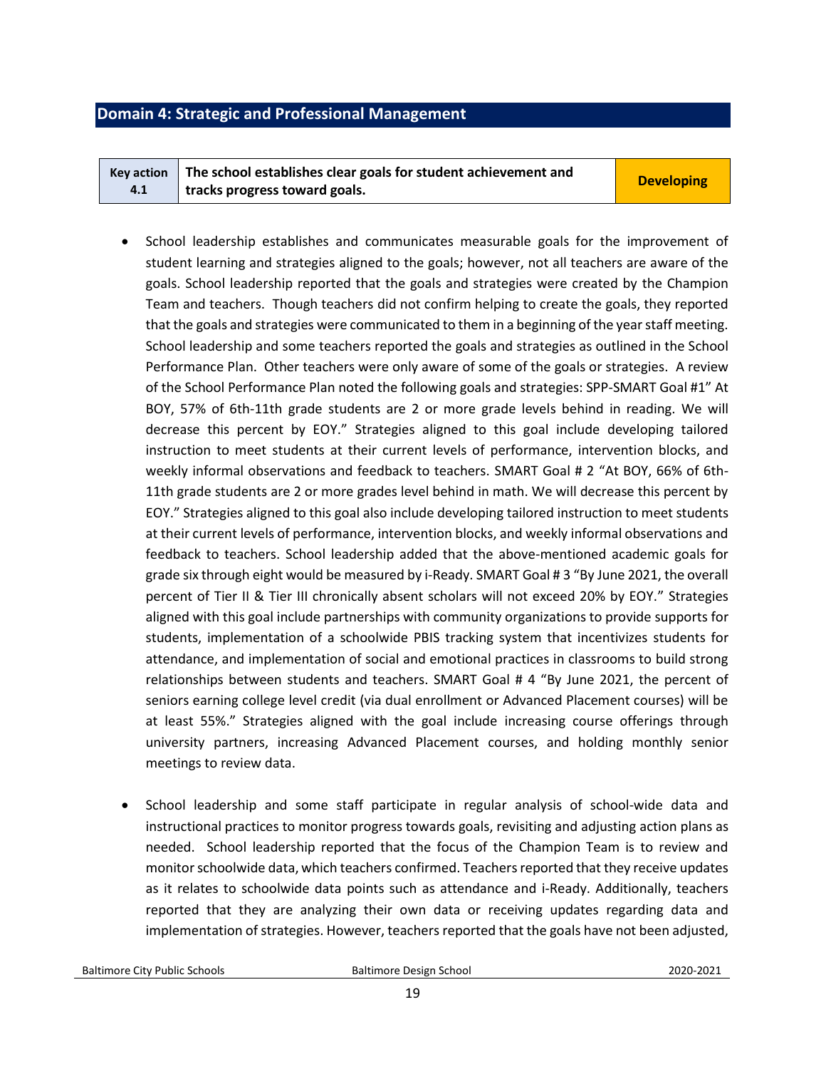## Domain 4: Strategic and Professional Management

| Key action 4.1 | The school establishes clear goals for student achievement and tracks progress toward goals. | Developing |
|---|---|---|

- School leadership establishes and communicates measurable goals for the improvement of student learning and strategies aligned to the goals; however, not all teachers are aware of the goals. School leadership reported that the goals and strategies were created by the Champion Team and teachers. Though teachers did not confirm helping to create the goals, they reported that the goals and strategies were communicated to them in a beginning of the year staff meeting. School leadership and some teachers reported the goals and strategies as outlined in the School Performance Plan. Other teachers were only aware of some of the goals or strategies. A review of the School Performance Plan noted the following goals and strategies: SPP-SMART Goal #1" At BOY, 57% of 6th-11th grade students are 2 or more grade levels behind in reading. We will decrease this percent by EOY." Strategies aligned to this goal include developing tailored instruction to meet students at their current levels of performance, intervention blocks, and weekly informal observations and feedback to teachers. SMART Goal # 2 "At BOY, 66% of 6th-11th grade students are 2 or more grades level behind in math. We will decrease this percent by EOY." Strategies aligned to this goal also include developing tailored instruction to meet students at their current levels of performance, intervention blocks, and weekly informal observations and feedback to teachers. School leadership added that the above-mentioned academic goals for grade six through eight would be measured by i-Ready. SMART Goal # 3 "By June 2021, the overall percent of Tier II & Tier III chronically absent scholars will not exceed 20% by EOY." Strategies aligned with this goal include partnerships with community organizations to provide supports for students, implementation of a schoolwide PBIS tracking system that incentivizes students for attendance, and implementation of social and emotional practices in classrooms to build strong relationships between students and teachers. SMART Goal # 4 "By June 2021, the percent of seniors earning college level credit (via dual enrollment or Advanced Placement courses) will be at least 55%." Strategies aligned with the goal include increasing course offerings through university partners, increasing Advanced Placement courses, and holding monthly senior meetings to review data.

- School leadership and some staff participate in regular analysis of school-wide data and instructional practices to monitor progress towards goals, revisiting and adjusting action plans as needed. School leadership reported that the focus of the Champion Team is to review and monitor schoolwide data, which teachers confirmed. Teachers reported that they receive updates as it relates to schoolwide data points such as attendance and i-Ready. Additionally, teachers reported that they are analyzing their own data or receiving updates regarding data and implementation of strategies. However, teachers reported that the goals have not been adjusted,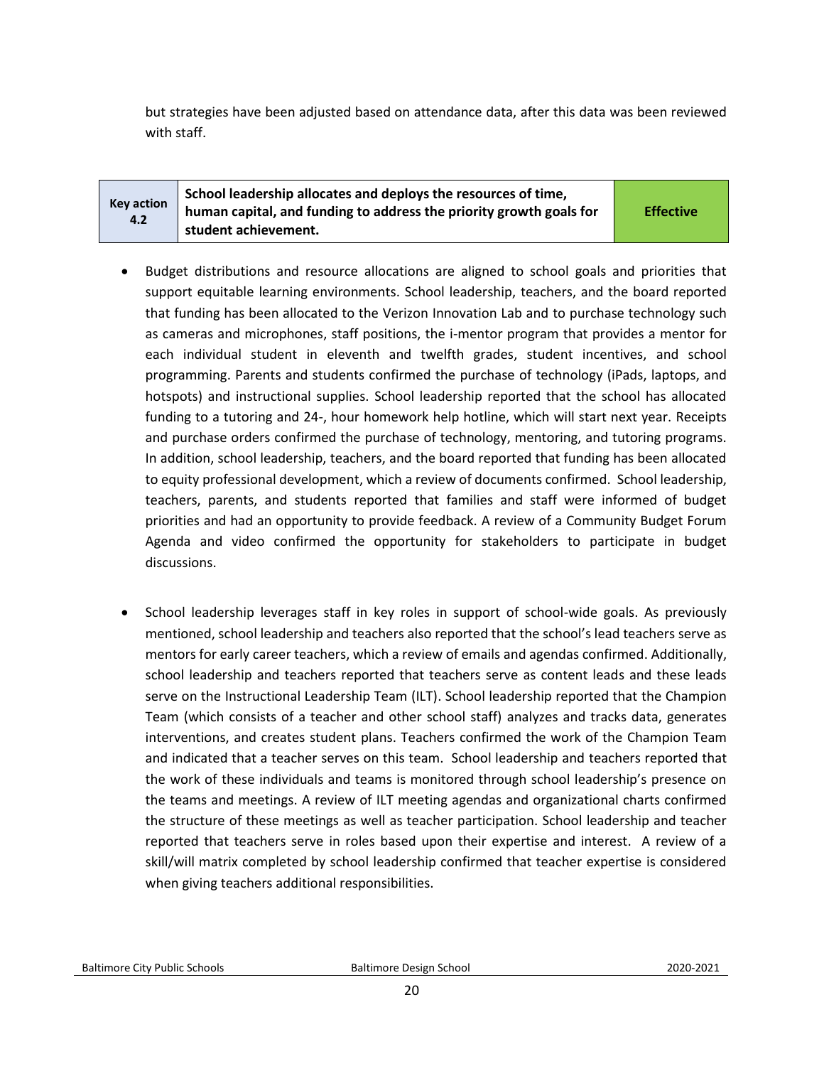but strategies have been adjusted based on attendance data, after this data was been reviewed with staff.

| Key action 4.2 | School leadership allocates and deploys the resources of time, human capital, and funding to address the priority growth goals for student achievement. | Effective |
|---|---|---|

- Budget distributions and resource allocations are aligned to school goals and priorities that support equitable learning environments. School leadership, teachers, and the board reported that funding has been allocated to the Verizon Innovation Lab and to purchase technology such as cameras and microphones, staff positions, the i-mentor program that provides a mentor for each individual student in eleventh and twelfth grades, student incentives, and school programming. Parents and students confirmed the purchase of technology (iPads, laptops, and hotspots) and instructional supplies. School leadership reported that the school has allocated funding to a tutoring and 24-, hour homework help hotline, which will start next year. Receipts and purchase orders confirmed the purchase of technology, mentoring, and tutoring programs. In addition, school leadership, teachers, and the board reported that funding has been allocated to equity professional development, which a review of documents confirmed. School leadership, teachers, parents, and students reported that families and staff were informed of budget priorities and had an opportunity to provide feedback. A review of a Community Budget Forum Agenda and video confirmed the opportunity for stakeholders to participate in budget discussions.

- School leadership leverages staff in key roles in support of school-wide goals. As previously mentioned, school leadership and teachers also reported that the school's lead teachers serve as mentors for early career teachers, which a review of emails and agendas confirmed. Additionally, school leadership and teachers reported that teachers serve as content leads and these leads serve on the Instructional Leadership Team (ILT). School leadership reported that the Champion Team (which consists of a teacher and other school staff) analyzes and tracks data, generates interventions, and creates student plans. Teachers confirmed the work of the Champion Team and indicated that a teacher serves on this team. School leadership and teachers reported that the work of these individuals and teams is monitored through school leadership's presence on the teams and meetings. A review of ILT meeting agendas and organizational charts confirmed the structure of these meetings as well as teacher participation. School leadership and teacher reported that teachers serve in roles based upon their expertise and interest. A review of a skill/will matrix completed by school leadership confirmed that teacher expertise is considered when giving teachers additional responsibilities.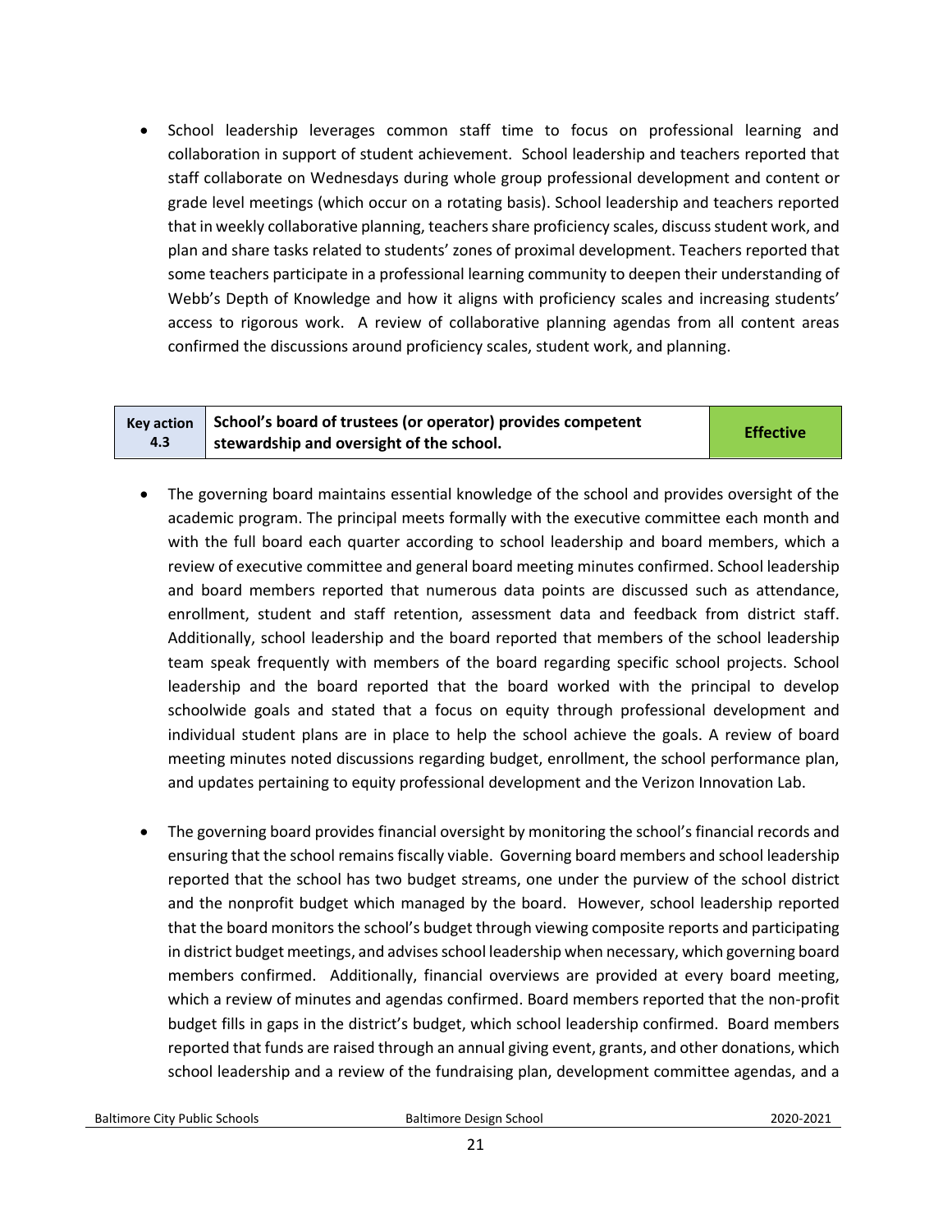- School leadership leverages common staff time to focus on professional learning and collaboration in support of student achievement. School leadership and teachers reported that staff collaborate on Wednesdays during whole group professional development and content or grade level meetings (which occur on a rotating basis). School leadership and teachers reported that in weekly collaborative planning, teachers share proficiency scales, discuss student work, and plan and share tasks related to students' zones of proximal development. Teachers reported that some teachers participate in a professional learning community to deepen their understanding of Webb's Depth of Knowledge and how it aligns with proficiency scales and increasing students' access to rigorous work. A review of collaborative planning agendas from all content areas confirmed the discussions around proficiency scales, student work, and planning.

| Key action 4.3 | School's board of trustees (or operator) provides competent stewardship and oversight of the school. | Effective |
|---|---|---|

- The governing board maintains essential knowledge of the school and provides oversight of the academic program. The principal meets formally with the executive committee each month and with the full board each quarter according to school leadership and board members, which a review of executive committee and general board meeting minutes confirmed. School leadership and board members reported that numerous data points are discussed such as attendance, enrollment, student and staff retention, assessment data and feedback from district staff. Additionally, school leadership and the board reported that members of the school leadership team speak frequently with members of the board regarding specific school projects. School leadership and the board reported that the board worked with the principal to develop schoolwide goals and stated that a focus on equity through professional development and individual student plans are in place to help the school achieve the goals. A review of board meeting minutes noted discussions regarding budget, enrollment, the school performance plan, and updates pertaining to equity professional development and the Verizon Innovation Lab.

- The governing board provides financial oversight by monitoring the school's financial records and ensuring that the school remains fiscally viable. Governing board members and school leadership reported that the school has two budget streams, one under the purview of the school district and the nonprofit budget which managed by the board. However, school leadership reported that the board monitors the school's budget through viewing composite reports and participating in district budget meetings, and advises school leadership when necessary, which governing board members confirmed. Additionally, financial overviews are provided at every board meeting, which a review of minutes and agendas confirmed. Board members reported that the non-profit budget fills in gaps in the district's budget, which school leadership confirmed. Board members reported that funds are raised through an annual giving event, grants, and other donations, which school leadership and a review of the fundraising plan, development committee agendas, and a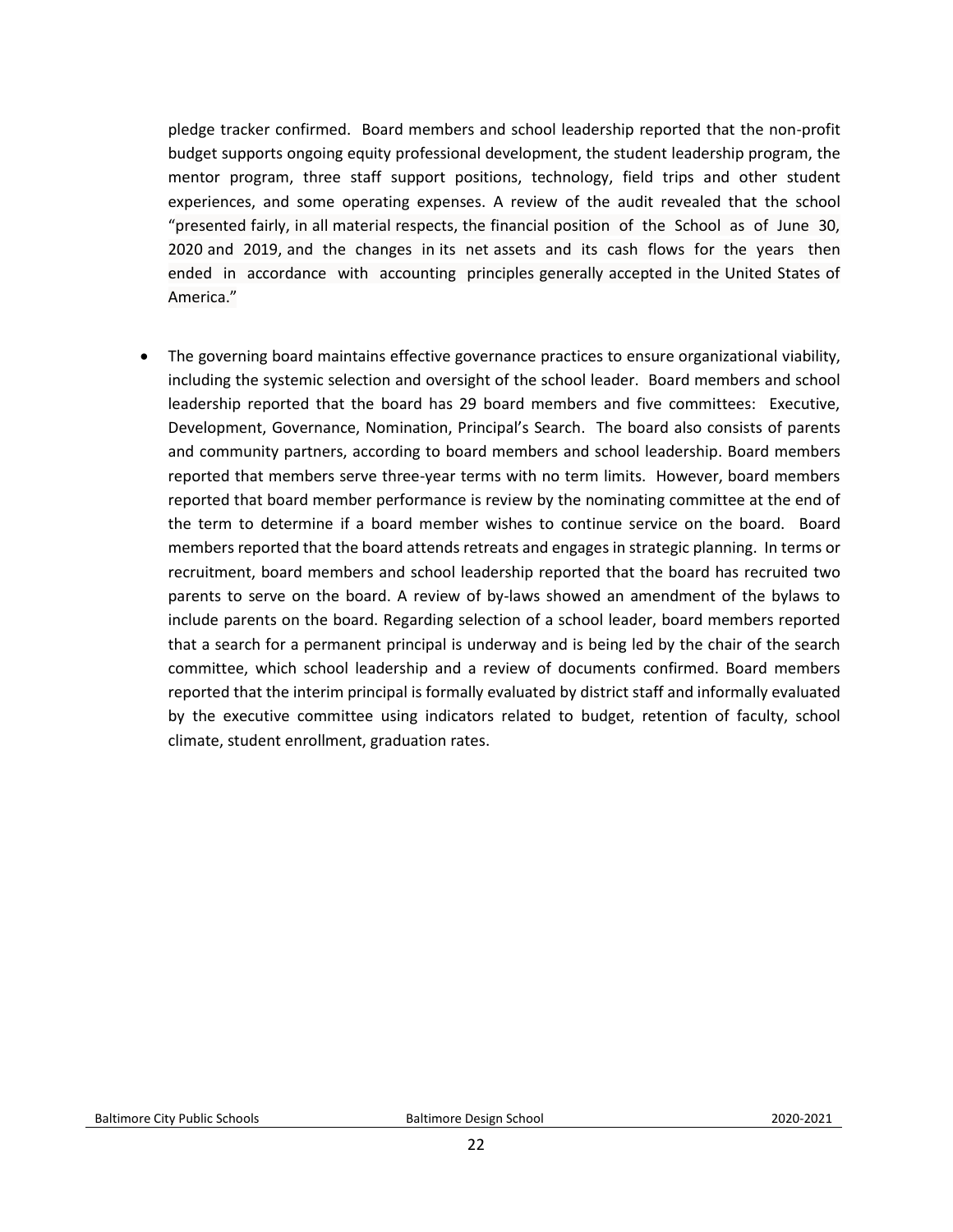pledge tracker confirmed. Board members and school leadership reported that the non-profit budget supports ongoing equity professional development, the student leadership program, the mentor program, three staff support positions, technology, field trips and other student experiences, and some operating expenses. A review of the audit revealed that the school "presented fairly, in all material respects, the financial position of the School as of June 30, 2020 and 2019, and the changes in its net assets and its cash flows for the years then ended in accordance with accounting principles generally accepted in the United States of America."

- The governing board maintains effective governance practices to ensure organizational viability, including the systemic selection and oversight of the school leader. Board members and school leadership reported that the board has 29 board members and five committees: Executive, Development, Governance, Nomination, Principal's Search. The board also consists of parents and community partners, according to board members and school leadership. Board members reported that members serve three-year terms with no term limits. However, board members reported that board member performance is review by the nominating committee at the end of the term to determine if a board member wishes to continue service on the board. Board members reported that the board attends retreats and engages in strategic planning. In terms or recruitment, board members and school leadership reported that the board has recruited two parents to serve on the board. A review of by-laws showed an amendment of the bylaws to include parents on the board. Regarding selection of a school leader, board members reported that a search for a permanent principal is underway and is being led by the chair of the search committee, which school leadership and a review of documents confirmed. Board members reported that the interim principal is formally evaluated by district staff and informally evaluated by the executive committee using indicators related to budget, retention of faculty, school climate, student enrollment, graduation rates.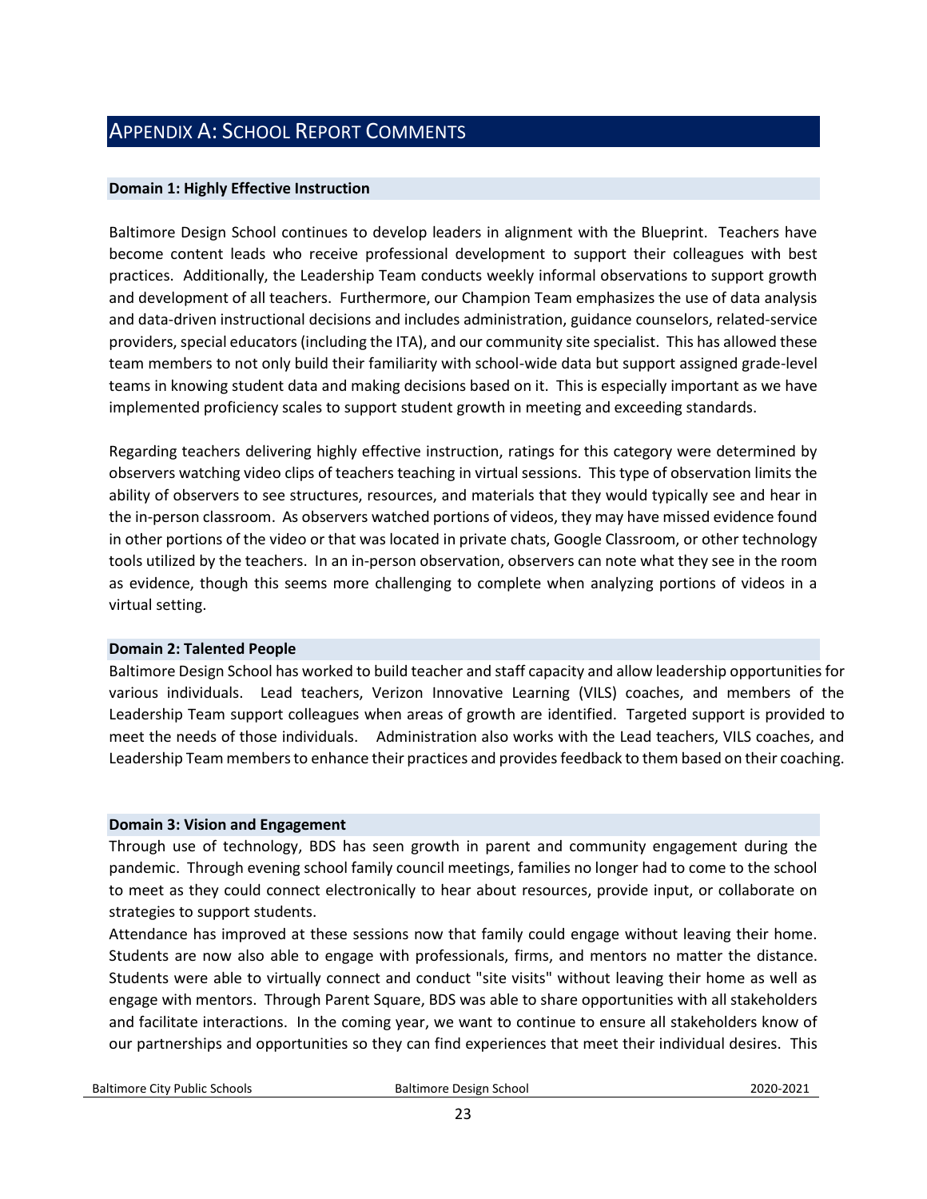## Appendix A: School Report Comments

### Domain 1: Highly Effective Instruction

Baltimore Design School continues to develop leaders in alignment with the Blueprint. Teachers have become content leads who receive professional development to support their colleagues with best practices. Additionally, the Leadership Team conducts weekly informal observations to support growth and development of all teachers. Furthermore, our Champion Team emphasizes the use of data analysis and data-driven instructional decisions and includes administration, guidance counselors, related-service providers, special educators (including the ITA), and our community site specialist. This has allowed these team members to not only build their familiarity with school-wide data but support assigned grade-level teams in knowing student data and making decisions based on it. This is especially important as we have implemented proficiency scales to support student growth in meeting and exceeding standards.

Regarding teachers delivering highly effective instruction, ratings for this category were determined by observers watching video clips of teachers teaching in virtual sessions. This type of observation limits the ability of observers to see structures, resources, and materials that they would typically see and hear in the in-person classroom. As observers watched portions of videos, they may have missed evidence found in other portions of the video or that was located in private chats, Google Classroom, or other technology tools utilized by the teachers. In an in-person observation, observers can note what they see in the room as evidence, though this seems more challenging to complete when analyzing portions of videos in a virtual setting.

### Domain 2: Talented People

Baltimore Design School has worked to build teacher and staff capacity and allow leadership opportunities for various individuals. Lead teachers, Verizon Innovative Learning (VILS) coaches, and members of the Leadership Team support colleagues when areas of growth are identified. Targeted support is provided to meet the needs of those individuals. Administration also works with the Lead teachers, VILS coaches, and Leadership Team members to enhance their practices and provides feedback to them based on their coaching.

### Domain 3: Vision and Engagement

Through use of technology, BDS has seen growth in parent and community engagement during the pandemic. Through evening school family council meetings, families no longer had to come to the school to meet as they could connect electronically to hear about resources, provide input, or collaborate on strategies to support students.

Attendance has improved at these sessions now that family could engage without leaving their home. Students are now also able to engage with professionals, firms, and mentors no matter the distance. Students were able to virtually connect and conduct "site visits" without leaving their home as well as engage with mentors. Through Parent Square, BDS was able to share opportunities with all stakeholders and facilitate interactions. In the coming year, we want to continue to ensure all stakeholders know of our partnerships and opportunities so they can find experiences that meet their individual desires. This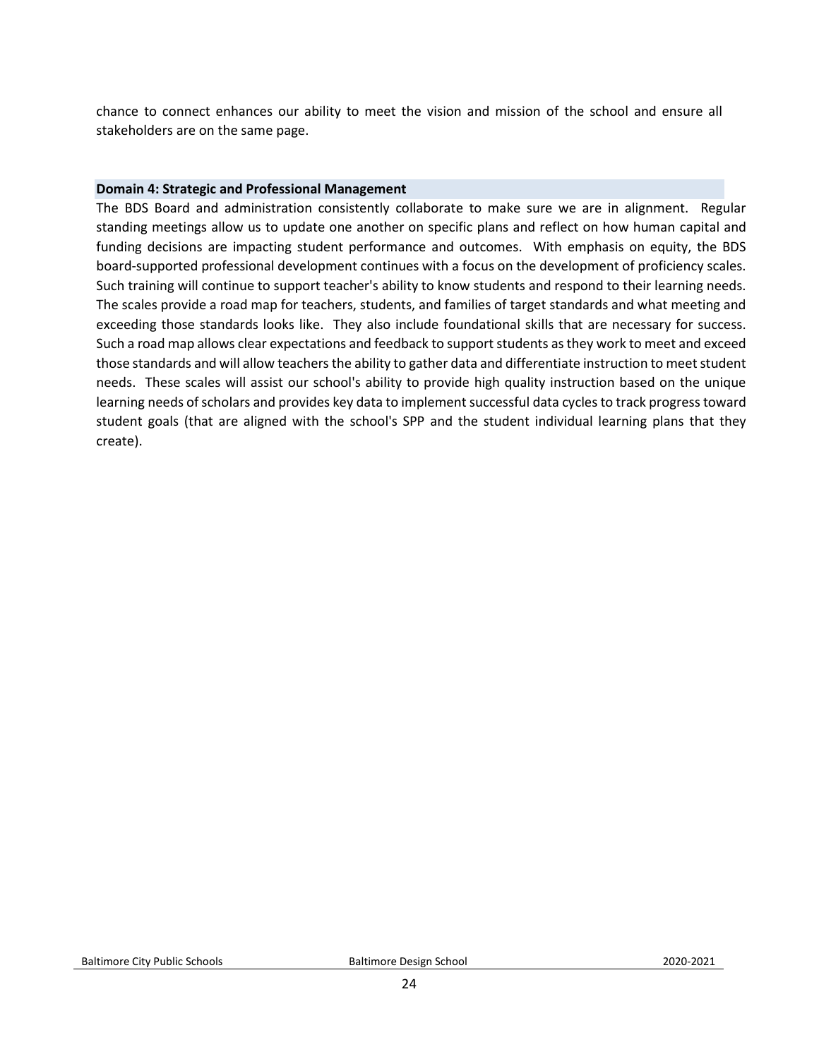chance to connect enhances our ability to meet the vision and mission of the school and ensure all stakeholders are on the same page.

## Domain 4: Strategic and Professional Management

The BDS Board and administration consistently collaborate to make sure we are in alignment. Regular standing meetings allow us to update one another on specific plans and reflect on how human capital and funding decisions are impacting student performance and outcomes. With emphasis on equity, the BDS board-supported professional development continues with a focus on the development of proficiency scales. Such training will continue to support teacher's ability to know students and respond to their learning needs. The scales provide a road map for teachers, students, and families of target standards and what meeting and exceeding those standards looks like. They also include foundational skills that are necessary for success. Such a road map allows clear expectations and feedback to support students as they work to meet and exceed those standards and will allow teachers the ability to gather data and differentiate instruction to meet student needs. These scales will assist our school's ability to provide high quality instruction based on the unique learning needs of scholars and provides key data to implement successful data cycles to track progress toward student goals (that are aligned with the school's SPP and the student individual learning plans that they create).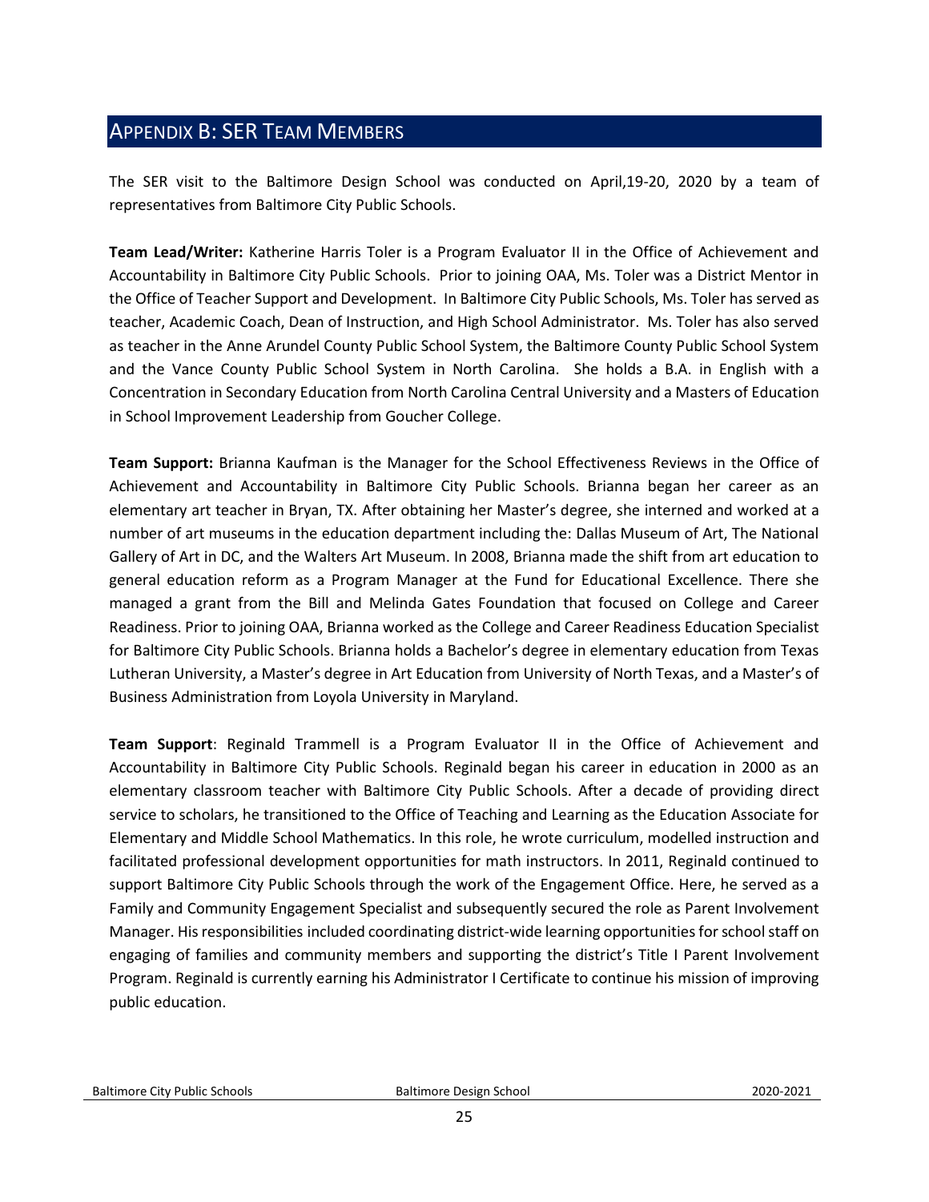## Appendix B: SER Team Members

The SER visit to the Baltimore Design School was conducted on April,19-20, 2020 by a team of representatives from Baltimore City Public Schools.

**Team Lead/Writer:** Katherine Harris Toler is a Program Evaluator II in the Office of Achievement and Accountability in Baltimore City Public Schools. Prior to joining OAA, Ms. Toler was a District Mentor in the Office of Teacher Support and Development. In Baltimore City Public Schools, Ms. Toler has served as teacher, Academic Coach, Dean of Instruction, and High School Administrator. Ms. Toler has also served as teacher in the Anne Arundel County Public School System, the Baltimore County Public School System and the Vance County Public School System in North Carolina. She holds a B.A. in English with a Concentration in Secondary Education from North Carolina Central University and a Masters of Education in School Improvement Leadership from Goucher College.

**Team Support:** Brianna Kaufman is the Manager for the School Effectiveness Reviews in the Office of Achievement and Accountability in Baltimore City Public Schools. Brianna began her career as an elementary art teacher in Bryan, TX. After obtaining her Master's degree, she interned and worked at a number of art museums in the education department including the: Dallas Museum of Art, The National Gallery of Art in DC, and the Walters Art Museum. In 2008, Brianna made the shift from art education to general education reform as a Program Manager at the Fund for Educational Excellence. There she managed a grant from the Bill and Melinda Gates Foundation that focused on College and Career Readiness. Prior to joining OAA, Brianna worked as the College and Career Readiness Education Specialist for Baltimore City Public Schools. Brianna holds a Bachelor's degree in elementary education from Texas Lutheran University, a Master's degree in Art Education from University of North Texas, and a Master's of Business Administration from Loyola University in Maryland.

**Team Support**: Reginald Trammell is a Program Evaluator II in the Office of Achievement and Accountability in Baltimore City Public Schools. Reginald began his career in education in 2000 as an elementary classroom teacher with Baltimore City Public Schools. After a decade of providing direct service to scholars, he transitioned to the Office of Teaching and Learning as the Education Associate for Elementary and Middle School Mathematics. In this role, he wrote curriculum, modelled instruction and facilitated professional development opportunities for math instructors. In 2011, Reginald continued to support Baltimore City Public Schools through the work of the Engagement Office. Here, he served as a Family and Community Engagement Specialist and subsequently secured the role as Parent Involvement Manager. His responsibilities included coordinating district-wide learning opportunities for school staff on engaging of families and community members and supporting the district's Title I Parent Involvement Program. Reginald is currently earning his Administrator I Certificate to continue his mission of improving public education.